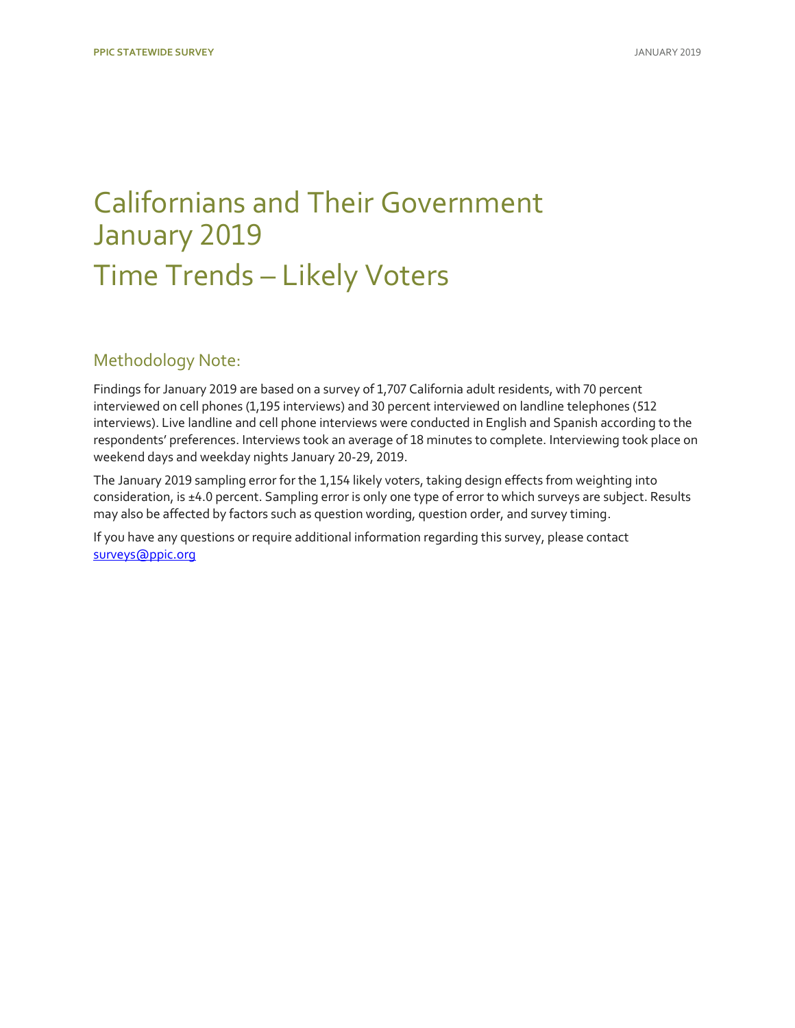# Californians and Their Government January 2019 Time Trends – Likely Voters

## Methodology Note:

Findings for January 2019 are based on a survey of 1,707 California adult residents, with 70 percent interviewed on cell phones (1,195 interviews) and 30 percent interviewed on landline telephones (512 interviews). Live landline and cell phone interviews were conducted in English and Spanish according to the respondents' preferences. Interviews took an average of 18 minutes to complete. Interviewing took place on weekend days and weekday nights January 20-29, 2019.

The January 2019 sampling error for the 1,154 likely voters, taking design effects from weighting into consideration, is ±4.0 percent. Sampling error is only one type of error to which surveys are subject. Results may also be affected by factors such as question wording, question order, and survey timing.

If you have any questions or require additional information regarding this survey, please contact surveys@ppic.org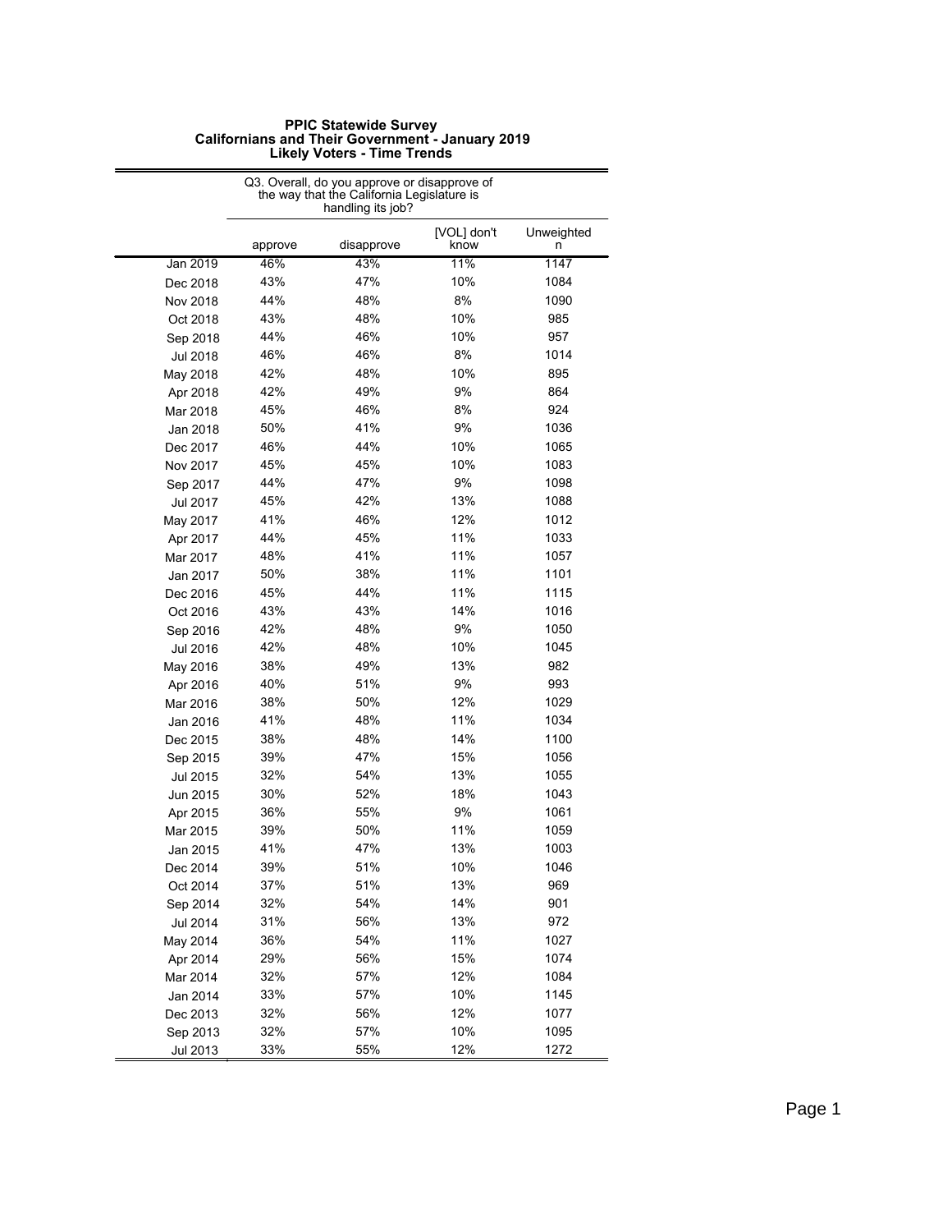**PPIC Statewide Survey**
**Californians and Their Government - January 2019**
**Likely Voters - Time Trends**

| | Q3. Overall, do you approve or disapprove of the way that the California Legislature is handling its job? | | | |
|---|---|---|---|---|
| | approve | disapprove | [VOL] don't know | Unweighted n |
| Jan 2019 | 46% | 43% | 11% | 1147 |
| Dec 2018 | 43% | 47% | 10% | 1084 |
| Nov 2018 | 44% | 48% | 8% | 1090 |
| Oct 2018 | 43% | 48% | 10% | 985 |
| Sep 2018 | 44% | 46% | 10% | 957 |
| Jul 2018 | 46% | 46% | 8% | 1014 |
| May 2018 | 42% | 48% | 10% | 895 |
| Apr 2018 | 42% | 49% | 9% | 864 |
| Mar 2018 | 45% | 46% | 8% | 924 |
| Jan 2018 | 50% | 41% | 9% | 1036 |
| Dec 2017 | 46% | 44% | 10% | 1065 |
| Nov 2017 | 45% | 45% | 10% | 1083 |
| Sep 2017 | 44% | 47% | 9% | 1098 |
| Jul 2017 | 45% | 42% | 13% | 1088 |
| May 2017 | 41% | 46% | 12% | 1012 |
| Apr 2017 | 44% | 45% | 11% | 1033 |
| Mar 2017 | 48% | 41% | 11% | 1057 |
| Jan 2017 | 50% | 38% | 11% | 1101 |
| Dec 2016 | 45% | 44% | 11% | 1115 |
| Oct 2016 | 43% | 43% | 14% | 1016 |
| Sep 2016 | 42% | 48% | 9% | 1050 |
| Jul 2016 | 42% | 48% | 10% | 1045 |
| May 2016 | 38% | 49% | 13% | 982 |
| Apr 2016 | 40% | 51% | 9% | 993 |
| Mar 2016 | 38% | 50% | 12% | 1029 |
| Jan 2016 | 41% | 48% | 11% | 1034 |
| Dec 2015 | 38% | 48% | 14% | 1100 |
| Sep 2015 | 39% | 47% | 15% | 1056 |
| Jul 2015 | 32% | 54% | 13% | 1055 |
| Jun 2015 | 30% | 52% | 18% | 1043 |
| Apr 2015 | 36% | 55% | 9% | 1061 |
| Mar 2015 | 39% | 50% | 11% | 1059 |
| Jan 2015 | 41% | 47% | 13% | 1003 |
| Dec 2014 | 39% | 51% | 10% | 1046 |
| Oct 2014 | 37% | 51% | 13% | 969 |
| Sep 2014 | 32% | 54% | 14% | 901 |
| Jul 2014 | 31% | 56% | 13% | 972 |
| May 2014 | 36% | 54% | 11% | 1027 |
| Apr 2014 | 29% | 56% | 15% | 1074 |
| Mar 2014 | 32% | 57% | 12% | 1084 |
| Jan 2014 | 33% | 57% | 10% | 1145 |
| Dec 2013 | 32% | 56% | 12% | 1077 |
| Sep 2013 | 32% | 57% | 10% | 1095 |
| Jul 2013 | 33% | 55% | 12% | 1272 |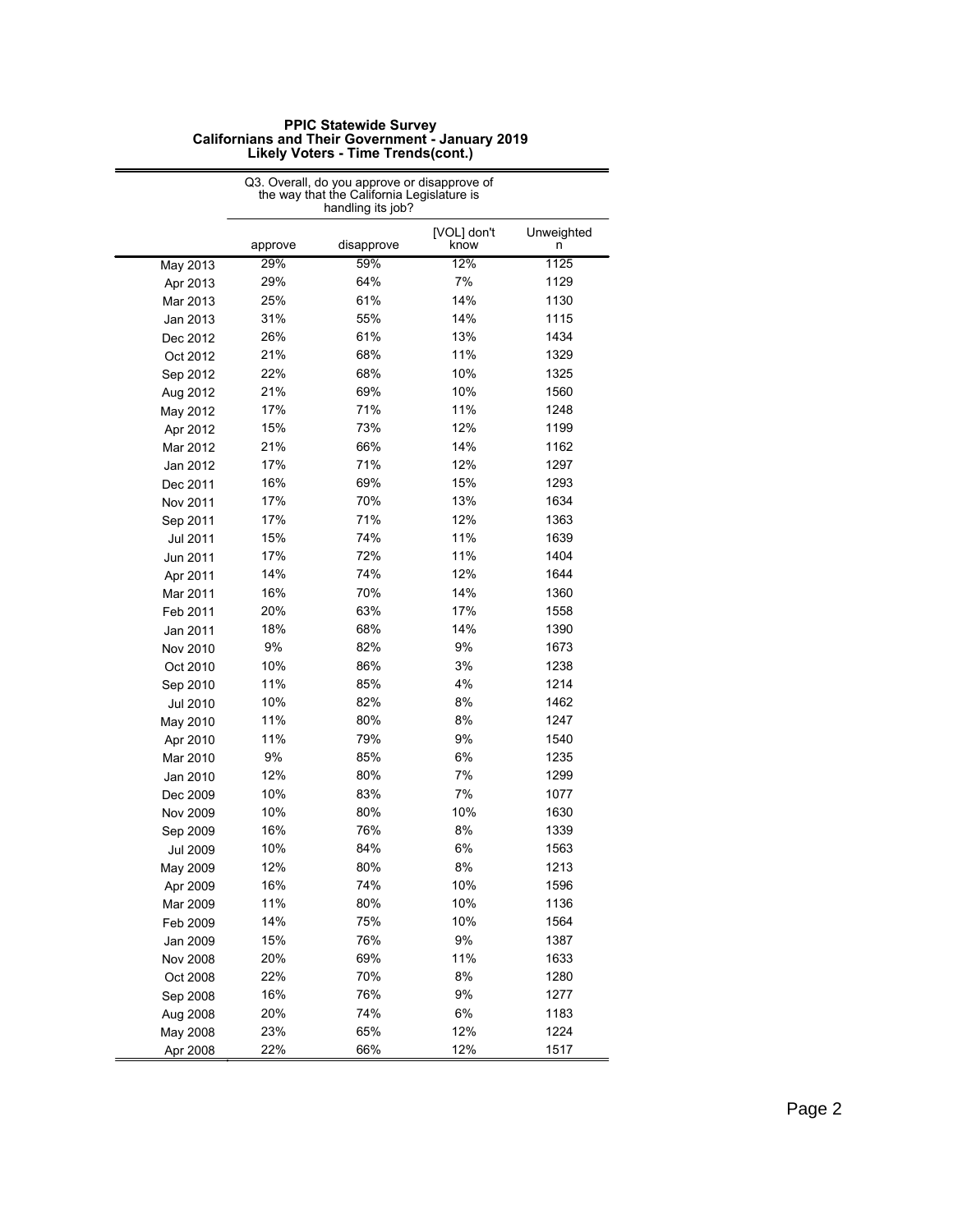**PPIC Statewide Survey**
**Californians and Their Government - January 2019**
**Likely Voters - Time Trends(cont.)**

| | Q3. Overall, do you approve or disapprove of the way that the California Legislature is handling its job? | | | |
|---|---|---|---|---|
| | approve | disapprove | [VOL] don't know | Unweighted n |
| May 2013 | 29% | 59% | 12% | 1125 |
| Apr 2013 | 29% | 64% | 7% | 1129 |
| Mar 2013 | 25% | 61% | 14% | 1130 |
| Jan 2013 | 31% | 55% | 14% | 1115 |
| Dec 2012 | 26% | 61% | 13% | 1434 |
| Oct 2012 | 21% | 68% | 11% | 1329 |
| Sep 2012 | 22% | 68% | 10% | 1325 |
| Aug 2012 | 21% | 69% | 10% | 1560 |
| May 2012 | 17% | 71% | 11% | 1248 |
| Apr 2012 | 15% | 73% | 12% | 1199 |
| Mar 2012 | 21% | 66% | 14% | 1162 |
| Jan 2012 | 17% | 71% | 12% | 1297 |
| Dec 2011 | 16% | 69% | 15% | 1293 |
| Nov 2011 | 17% | 70% | 13% | 1634 |
| Sep 2011 | 17% | 71% | 12% | 1363 |
| Jul 2011 | 15% | 74% | 11% | 1639 |
| Jun 2011 | 17% | 72% | 11% | 1404 |
| Apr 2011 | 14% | 74% | 12% | 1644 |
| Mar 2011 | 16% | 70% | 14% | 1360 |
| Feb 2011 | 20% | 63% | 17% | 1558 |
| Jan 2011 | 18% | 68% | 14% | 1390 |
| Nov 2010 | 9% | 82% | 9% | 1673 |
| Oct 2010 | 10% | 86% | 3% | 1238 |
| Sep 2010 | 11% | 85% | 4% | 1214 |
| Jul 2010 | 10% | 82% | 8% | 1462 |
| May 2010 | 11% | 80% | 8% | 1247 |
| Apr 2010 | 11% | 79% | 9% | 1540 |
| Mar 2010 | 9% | 85% | 6% | 1235 |
| Jan 2010 | 12% | 80% | 7% | 1299 |
| Dec 2009 | 10% | 83% | 7% | 1077 |
| Nov 2009 | 10% | 80% | 10% | 1630 |
| Sep 2009 | 16% | 76% | 8% | 1339 |
| Jul 2009 | 10% | 84% | 6% | 1563 |
| May 2009 | 12% | 80% | 8% | 1213 |
| Apr 2009 | 16% | 74% | 10% | 1596 |
| Mar 2009 | 11% | 80% | 10% | 1136 |
| Feb 2009 | 14% | 75% | 10% | 1564 |
| Jan 2009 | 15% | 76% | 9% | 1387 |
| Nov 2008 | 20% | 69% | 11% | 1633 |
| Oct 2008 | 22% | 70% | 8% | 1280 |
| Sep 2008 | 16% | 76% | 9% | 1277 |
| Aug 2008 | 20% | 74% | 6% | 1183 |
| May 2008 | 23% | 65% | 12% | 1224 |
| Apr 2008 | 22% | 66% | 12% | 1517 |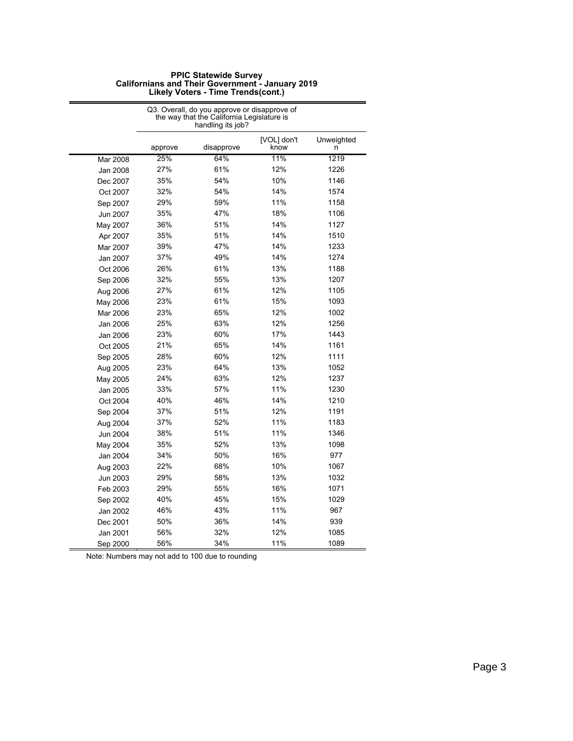**PPIC Statewide Survey**
**Californians and Their Government - January 2019**
**Likely Voters - Time Trends(cont.)**

| | Q3. Overall, do you approve or disapprove of the way that the California Legislature is handling its job? | | | |
|---|---|---|---|---|
| | approve | disapprove | [VOL] don't know | Unweighted n |
| Mar 2008 | 25% | 64% | 11% | 1219 |
| Jan 2008 | 27% | 61% | 12% | 1226 |
| Dec 2007 | 35% | 54% | 10% | 1146 |
| Oct 2007 | 32% | 54% | 14% | 1574 |
| Sep 2007 | 29% | 59% | 11% | 1158 |
| Jun 2007 | 35% | 47% | 18% | 1106 |
| May 2007 | 36% | 51% | 14% | 1127 |
| Apr 2007 | 35% | 51% | 14% | 1510 |
| Mar 2007 | 39% | 47% | 14% | 1233 |
| Jan 2007 | 37% | 49% | 14% | 1274 |
| Oct 2006 | 26% | 61% | 13% | 1188 |
| Sep 2006 | 32% | 55% | 13% | 1207 |
| Aug 2006 | 27% | 61% | 12% | 1105 |
| May 2006 | 23% | 61% | 15% | 1093 |
| Mar 2006 | 23% | 65% | 12% | 1002 |
| Jan 2006 | 25% | 63% | 12% | 1256 |
| Jan 2006 | 23% | 60% | 17% | 1443 |
| Oct 2005 | 21% | 65% | 14% | 1161 |
| Sep 2005 | 28% | 60% | 12% | 1111 |
| Aug 2005 | 23% | 64% | 13% | 1052 |
| May 2005 | 24% | 63% | 12% | 1237 |
| Jan 2005 | 33% | 57% | 11% | 1230 |
| Oct 2004 | 40% | 46% | 14% | 1210 |
| Sep 2004 | 37% | 51% | 12% | 1191 |
| Aug 2004 | 37% | 52% | 11% | 1183 |
| Jun 2004 | 38% | 51% | 11% | 1346 |
| May 2004 | 35% | 52% | 13% | 1098 |
| Jan 2004 | 34% | 50% | 16% | 977 |
| Aug 2003 | 22% | 68% | 10% | 1067 |
| Jun 2003 | 29% | 58% | 13% | 1032 |
| Feb 2003 | 29% | 55% | 16% | 1071 |
| Sep 2002 | 40% | 45% | 15% | 1029 |
| Jan 2002 | 46% | 43% | 11% | 967 |
| Dec 2001 | 50% | 36% | 14% | 939 |
| Jan 2001 | 56% | 32% | 12% | 1085 |
| Sep 2000 | 56% | 34% | 11% | 1089 |

Note: Numbers may not add to 100 due to rounding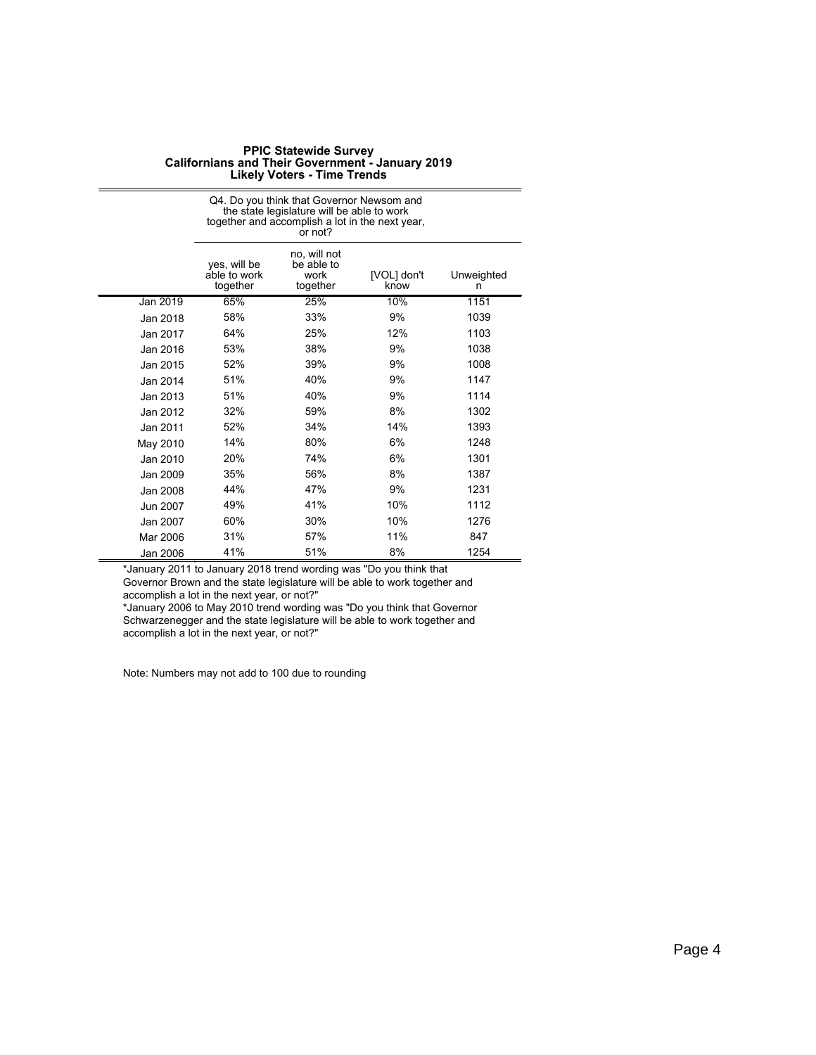**PPIC Statewide Survey**
**Californians and Their Government - January 2019**
**Likely Voters - Time Trends**

| | Q4. Do you think that Governor Newsom and the state legislature will be able to work together and accomplish a lot in the next year, or not? | | | |
|---|---|---|---|---|
| | yes, will be able to work together | no, will not be able to work together | [VOL] don't know | Unweighted n |
| Jan 2019 | 65% | 25% | 10% | 1151 |
| Jan 2018 | 58% | 33% | 9% | 1039 |
| Jan 2017 | 64% | 25% | 12% | 1103 |
| Jan 2016 | 53% | 38% | 9% | 1038 |
| Jan 2015 | 52% | 39% | 9% | 1008 |
| Jan 2014 | 51% | 40% | 9% | 1147 |
| Jan 2013 | 51% | 40% | 9% | 1114 |
| Jan 2012 | 32% | 59% | 8% | 1302 |
| Jan 2011 | 52% | 34% | 14% | 1393 |
| May 2010 | 14% | 80% | 6% | 1248 |
| Jan 2010 | 20% | 74% | 6% | 1301 |
| Jan 2009 | 35% | 56% | 8% | 1387 |
| Jan 2008 | 44% | 47% | 9% | 1231 |
| Jun 2007 | 49% | 41% | 10% | 1112 |
| Jan 2007 | 60% | 30% | 10% | 1276 |
| Mar 2006 | 31% | 57% | 11% | 847 |
| Jan 2006 | 41% | 51% | 8% | 1254 |

*January 2011 to January 2018 trend wording was "Do you think that Governor Brown and the state legislature will be able to work together and accomplish a lot in the next year, or not?"

*January 2006 to May 2010 trend wording was "Do you think that Governor Schwarzenegger and the state legislature will be able to work together and accomplish a lot in the next year, or not?"

Note: Numbers may not add to 100 due to rounding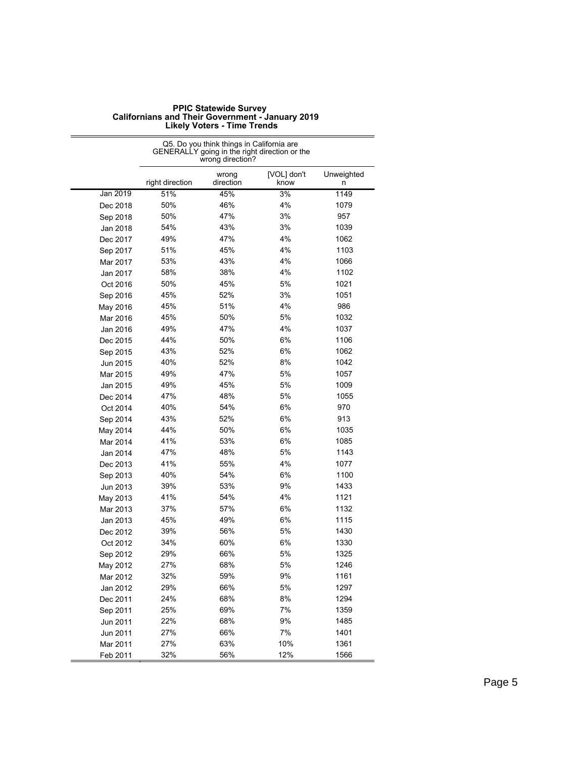**PPIC Statewide Survey**
**Californians and Their Government - January 2019**
**Likely Voters - Time Trends**

| | Q5. Do you think things in California are GENERALLY going in the right direction or the wrong direction? | | | |
|---|---|---|---|---|
| | right direction | wrong direction | [VOL] don't know | Unweighted n |
| Jan 2019 | 51% | 45% | 3% | 1149 |
| Dec 2018 | 50% | 46% | 4% | 1079 |
| Sep 2018 | 50% | 47% | 3% | 957 |
| Jan 2018 | 54% | 43% | 3% | 1039 |
| Dec 2017 | 49% | 47% | 4% | 1062 |
| Sep 2017 | 51% | 45% | 4% | 1103 |
| Mar 2017 | 53% | 43% | 4% | 1066 |
| Jan 2017 | 58% | 38% | 4% | 1102 |
| Oct 2016 | 50% | 45% | 5% | 1021 |
| Sep 2016 | 45% | 52% | 3% | 1051 |
| May 2016 | 45% | 51% | 4% | 986 |
| Mar 2016 | 45% | 50% | 5% | 1032 |
| Jan 2016 | 49% | 47% | 4% | 1037 |
| Dec 2015 | 44% | 50% | 6% | 1106 |
| Sep 2015 | 43% | 52% | 6% | 1062 |
| Jun 2015 | 40% | 52% | 8% | 1042 |
| Mar 2015 | 49% | 47% | 5% | 1057 |
| Jan 2015 | 49% | 45% | 5% | 1009 |
| Dec 2014 | 47% | 48% | 5% | 1055 |
| Oct 2014 | 40% | 54% | 6% | 970 |
| Sep 2014 | 43% | 52% | 6% | 913 |
| May 2014 | 44% | 50% | 6% | 1035 |
| Mar 2014 | 41% | 53% | 6% | 1085 |
| Jan 2014 | 47% | 48% | 5% | 1143 |
| Dec 2013 | 41% | 55% | 4% | 1077 |
| Sep 2013 | 40% | 54% | 6% | 1100 |
| Jun 2013 | 39% | 53% | 9% | 1433 |
| May 2013 | 41% | 54% | 4% | 1121 |
| Mar 2013 | 37% | 57% | 6% | 1132 |
| Jan 2013 | 45% | 49% | 6% | 1115 |
| Dec 2012 | 39% | 56% | 5% | 1430 |
| Oct 2012 | 34% | 60% | 6% | 1330 |
| Sep 2012 | 29% | 66% | 5% | 1325 |
| May 2012 | 27% | 68% | 5% | 1246 |
| Mar 2012 | 32% | 59% | 9% | 1161 |
| Jan 2012 | 29% | 66% | 5% | 1297 |
| Dec 2011 | 24% | 68% | 8% | 1294 |
| Sep 2011 | 25% | 69% | 7% | 1359 |
| Jun 2011 | 22% | 68% | 9% | 1485 |
| Jun 2011 | 27% | 66% | 7% | 1401 |
| Mar 2011 | 27% | 63% | 10% | 1361 |
| Feb 2011 | 32% | 56% | 12% | 1566 |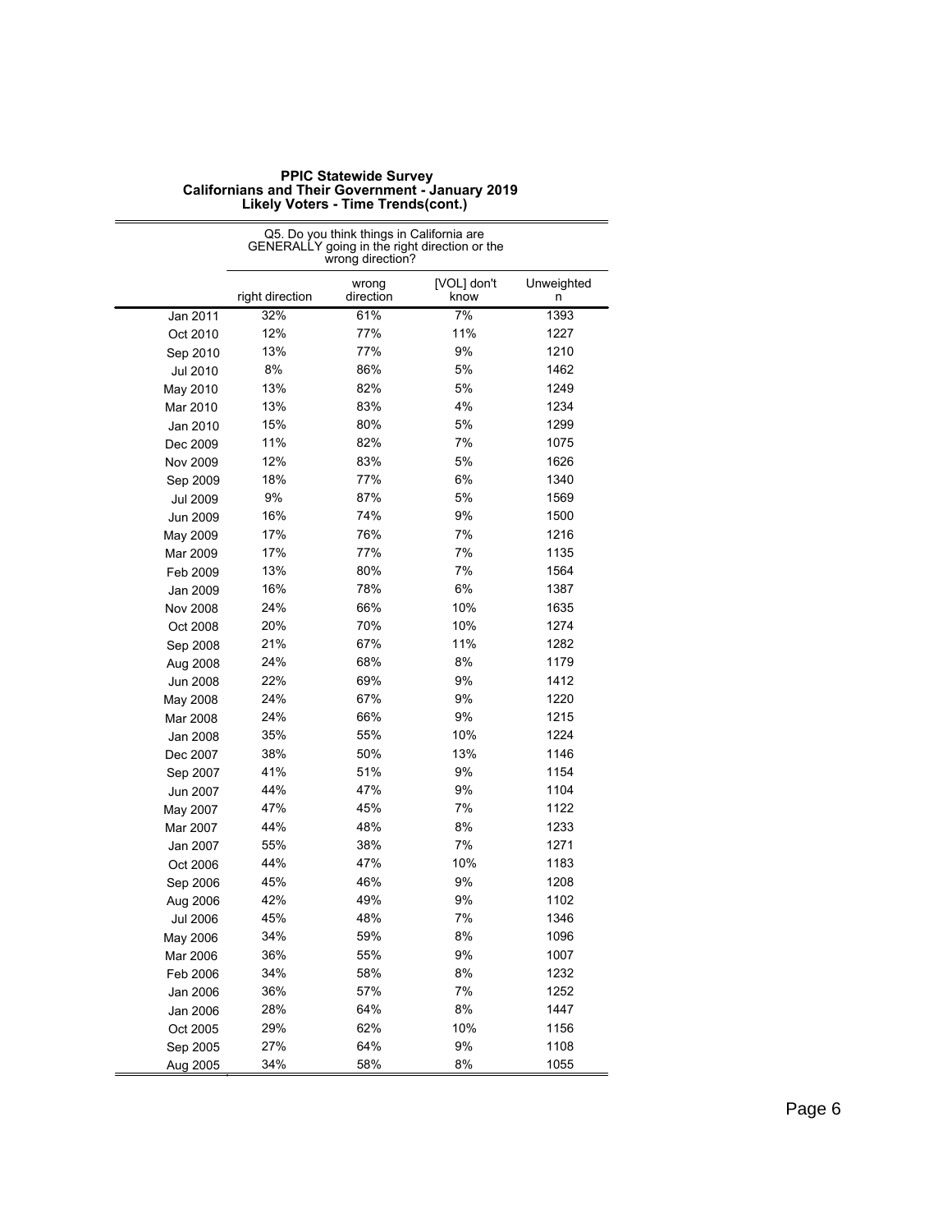**PPIC Statewide Survey**
**Californians and Their Government - January 2019**
**Likely Voters - Time Trends(cont.)**

| | Q5. Do you think things in California are GENERALLY going in the right direction or the wrong direction? | | | |
|---|---|---|---|---|
| | right direction | wrong direction | [VOL] don't know | Unweighted n |
| Jan 2011 | 32% | 61% | 7% | 1393 |
| Oct 2010 | 12% | 77% | 11% | 1227 |
| Sep 2010 | 13% | 77% | 9% | 1210 |
| Jul 2010 | 8% | 86% | 5% | 1462 |
| May 2010 | 13% | 82% | 5% | 1249 |
| Mar 2010 | 13% | 83% | 4% | 1234 |
| Jan 2010 | 15% | 80% | 5% | 1299 |
| Dec 2009 | 11% | 82% | 7% | 1075 |
| Nov 2009 | 12% | 83% | 5% | 1626 |
| Sep 2009 | 18% | 77% | 6% | 1340 |
| Jul 2009 | 9% | 87% | 5% | 1569 |
| Jun 2009 | 16% | 74% | 9% | 1500 |
| May 2009 | 17% | 76% | 7% | 1216 |
| Mar 2009 | 17% | 77% | 7% | 1135 |
| Feb 2009 | 13% | 80% | 7% | 1564 |
| Jan 2009 | 16% | 78% | 6% | 1387 |
| Nov 2008 | 24% | 66% | 10% | 1635 |
| Oct 2008 | 20% | 70% | 10% | 1274 |
| Sep 2008 | 21% | 67% | 11% | 1282 |
| Aug 2008 | 24% | 68% | 8% | 1179 |
| Jun 2008 | 22% | 69% | 9% | 1412 |
| May 2008 | 24% | 67% | 9% | 1220 |
| Mar 2008 | 24% | 66% | 9% | 1215 |
| Jan 2008 | 35% | 55% | 10% | 1224 |
| Dec 2007 | 38% | 50% | 13% | 1146 |
| Sep 2007 | 41% | 51% | 9% | 1154 |
| Jun 2007 | 44% | 47% | 9% | 1104 |
| May 2007 | 47% | 45% | 7% | 1122 |
| Mar 2007 | 44% | 48% | 8% | 1233 |
| Jan 2007 | 55% | 38% | 7% | 1271 |
| Oct 2006 | 44% | 47% | 10% | 1183 |
| Sep 2006 | 45% | 46% | 9% | 1208 |
| Aug 2006 | 42% | 49% | 9% | 1102 |
| Jul 2006 | 45% | 48% | 7% | 1346 |
| May 2006 | 34% | 59% | 8% | 1096 |
| Mar 2006 | 36% | 55% | 9% | 1007 |
| Feb 2006 | 34% | 58% | 8% | 1232 |
| Jan 2006 | 36% | 57% | 7% | 1252 |
| Jan 2006 | 28% | 64% | 8% | 1447 |
| Oct 2005 | 29% | 62% | 10% | 1156 |
| Sep 2005 | 27% | 64% | 9% | 1108 |
| Aug 2005 | 34% | 58% | 8% | 1055 |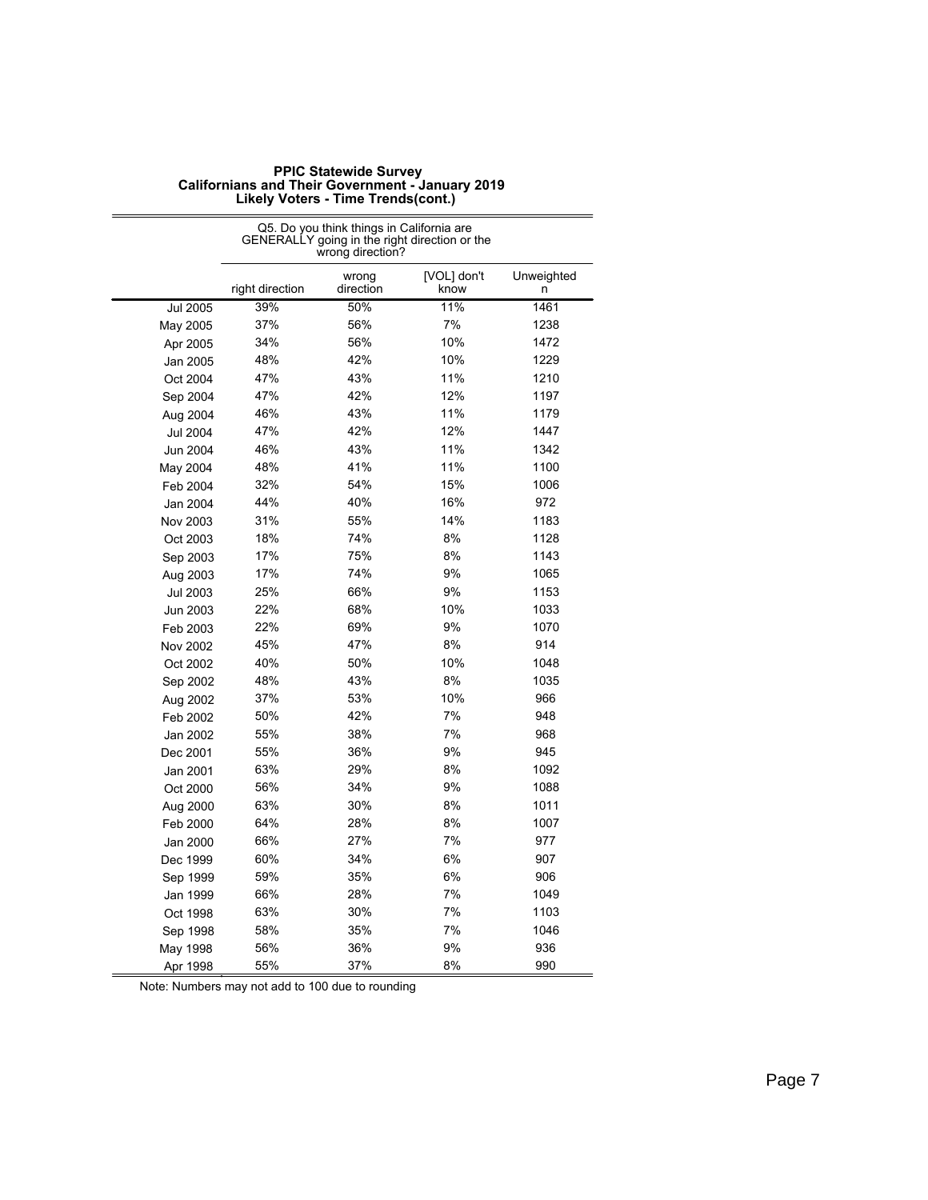**PPIC Statewide Survey**
**Californians and Their Government - January 2019**
**Likely Voters - Time Trends(cont.)**

| | Q5. Do you think things in California are GENERALLY going in the right direction or the wrong direction? | | | |
|---|---|---|---|---|
| | right direction | wrong direction | [VOL] don't know | Unweighted n |
| Jul 2005 | 39% | 50% | 11% | 1461 |
| May 2005 | 37% | 56% | 7% | 1238 |
| Apr 2005 | 34% | 56% | 10% | 1472 |
| Jan 2005 | 48% | 42% | 10% | 1229 |
| Oct 2004 | 47% | 43% | 11% | 1210 |
| Sep 2004 | 47% | 42% | 12% | 1197 |
| Aug 2004 | 46% | 43% | 11% | 1179 |
| Jul 2004 | 47% | 42% | 12% | 1447 |
| Jun 2004 | 46% | 43% | 11% | 1342 |
| May 2004 | 48% | 41% | 11% | 1100 |
| Feb 2004 | 32% | 54% | 15% | 1006 |
| Jan 2004 | 44% | 40% | 16% | 972 |
| Nov 2003 | 31% | 55% | 14% | 1183 |
| Oct 2003 | 18% | 74% | 8% | 1128 |
| Sep 2003 | 17% | 75% | 8% | 1143 |
| Aug 2003 | 17% | 74% | 9% | 1065 |
| Jul 2003 | 25% | 66% | 9% | 1153 |
| Jun 2003 | 22% | 68% | 10% | 1033 |
| Feb 2003 | 22% | 69% | 9% | 1070 |
| Nov 2002 | 45% | 47% | 8% | 914 |
| Oct 2002 | 40% | 50% | 10% | 1048 |
| Sep 2002 | 48% | 43% | 8% | 1035 |
| Aug 2002 | 37% | 53% | 10% | 966 |
| Feb 2002 | 50% | 42% | 7% | 948 |
| Jan 2002 | 55% | 38% | 7% | 968 |
| Dec 2001 | 55% | 36% | 9% | 945 |
| Jan 2001 | 63% | 29% | 8% | 1092 |
| Oct 2000 | 56% | 34% | 9% | 1088 |
| Aug 2000 | 63% | 30% | 8% | 1011 |
| Feb 2000 | 64% | 28% | 8% | 1007 |
| Jan 2000 | 66% | 27% | 7% | 977 |
| Dec 1999 | 60% | 34% | 6% | 907 |
| Sep 1999 | 59% | 35% | 6% | 906 |
| Jan 1999 | 66% | 28% | 7% | 1049 |
| Oct 1998 | 63% | 30% | 7% | 1103 |
| Sep 1998 | 58% | 35% | 7% | 1046 |
| May 1998 | 56% | 36% | 9% | 936 |
| Apr 1998 | 55% | 37% | 8% | 990 |

Note: Numbers may not add to 100 due to rounding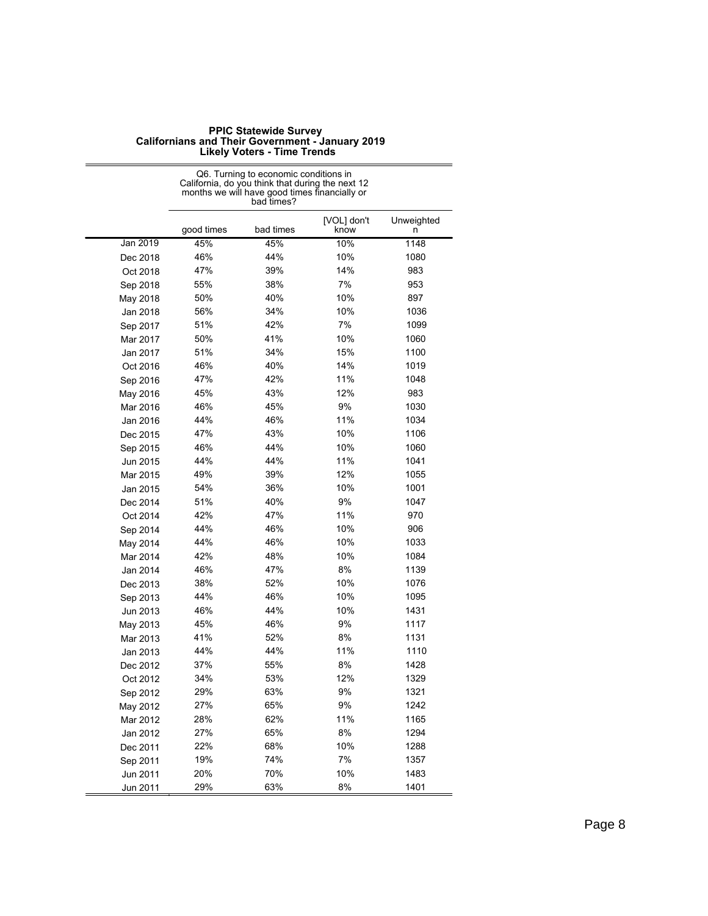**PPIC Statewide Survey**
**Californians and Their Government - January 2019**
**Likely Voters - Time Trends**

| | Q6. Turning to economic conditions in California, do you think that during the next 12 months we will have good times financially or bad times? | | | |
|---|---|---|---|---|
| | good times | bad times | [VOL] don't know | Unweighted n |
| Jan 2019 | 45% | 45% | 10% | 1148 |
| Dec 2018 | 46% | 44% | 10% | 1080 |
| Oct 2018 | 47% | 39% | 14% | 983 |
| Sep 2018 | 55% | 38% | 7% | 953 |
| May 2018 | 50% | 40% | 10% | 897 |
| Jan 2018 | 56% | 34% | 10% | 1036 |
| Sep 2017 | 51% | 42% | 7% | 1099 |
| Mar 2017 | 50% | 41% | 10% | 1060 |
| Jan 2017 | 51% | 34% | 15% | 1100 |
| Oct 2016 | 46% | 40% | 14% | 1019 |
| Sep 2016 | 47% | 42% | 11% | 1048 |
| May 2016 | 45% | 43% | 12% | 983 |
| Mar 2016 | 46% | 45% | 9% | 1030 |
| Jan 2016 | 44% | 46% | 11% | 1034 |
| Dec 2015 | 47% | 43% | 10% | 1106 |
| Sep 2015 | 46% | 44% | 10% | 1060 |
| Jun 2015 | 44% | 44% | 11% | 1041 |
| Mar 2015 | 49% | 39% | 12% | 1055 |
| Jan 2015 | 54% | 36% | 10% | 1001 |
| Dec 2014 | 51% | 40% | 9% | 1047 |
| Oct 2014 | 42% | 47% | 11% | 970 |
| Sep 2014 | 44% | 46% | 10% | 906 |
| May 2014 | 44% | 46% | 10% | 1033 |
| Mar 2014 | 42% | 48% | 10% | 1084 |
| Jan 2014 | 46% | 47% | 8% | 1139 |
| Dec 2013 | 38% | 52% | 10% | 1076 |
| Sep 2013 | 44% | 46% | 10% | 1095 |
| Jun 2013 | 46% | 44% | 10% | 1431 |
| May 2013 | 45% | 46% | 9% | 1117 |
| Mar 2013 | 41% | 52% | 8% | 1131 |
| Jan 2013 | 44% | 44% | 11% | 1110 |
| Dec 2012 | 37% | 55% | 8% | 1428 |
| Oct 2012 | 34% | 53% | 12% | 1329 |
| Sep 2012 | 29% | 63% | 9% | 1321 |
| May 2012 | 27% | 65% | 9% | 1242 |
| Mar 2012 | 28% | 62% | 11% | 1165 |
| Jan 2012 | 27% | 65% | 8% | 1294 |
| Dec 2011 | 22% | 68% | 10% | 1288 |
| Sep 2011 | 19% | 74% | 7% | 1357 |
| Jun 2011 | 20% | 70% | 10% | 1483 |
| Jun 2011 | 29% | 63% | 8% | 1401 |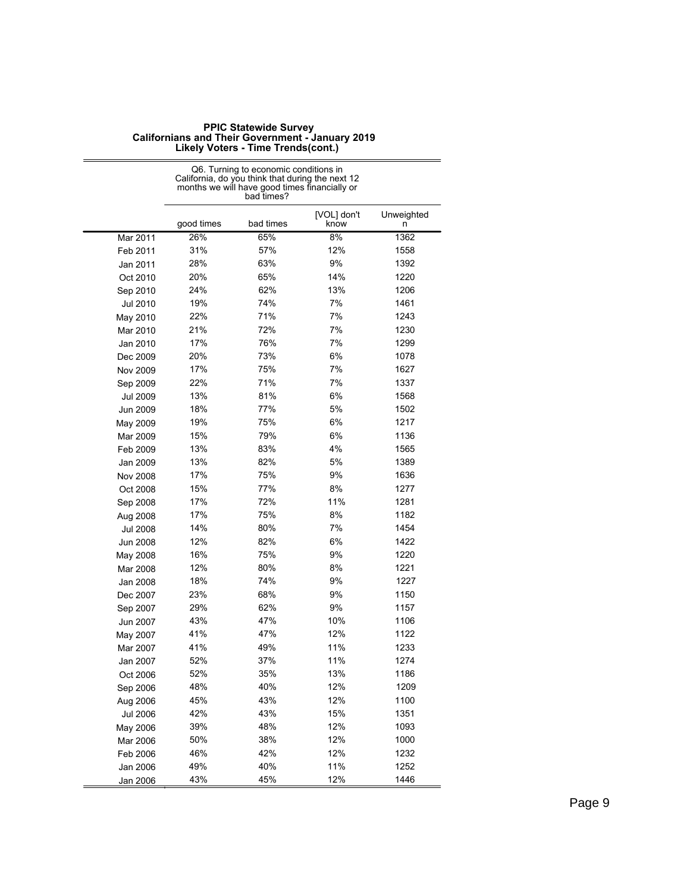**PPIC Statewide Survey**
**Californians and Their Government - January 2019**
**Likely Voters - Time Trends(cont.)**

| | Q6. Turning to economic conditions in California, do you think that during the next 12 months we will have good times financially or bad times? | | | |
|---|---|---|---|---|
| | good times | bad times | [VOL] don't know | Unweighted n |
| Mar 2011 | 26% | 65% | 8% | 1362 |
| Feb 2011 | 31% | 57% | 12% | 1558 |
| Jan 2011 | 28% | 63% | 9% | 1392 |
| Oct 2010 | 20% | 65% | 14% | 1220 |
| Sep 2010 | 24% | 62% | 13% | 1206 |
| Jul 2010 | 19% | 74% | 7% | 1461 |
| May 2010 | 22% | 71% | 7% | 1243 |
| Mar 2010 | 21% | 72% | 7% | 1230 |
| Jan 2010 | 17% | 76% | 7% | 1299 |
| Dec 2009 | 20% | 73% | 6% | 1078 |
| Nov 2009 | 17% | 75% | 7% | 1627 |
| Sep 2009 | 22% | 71% | 7% | 1337 |
| Jul 2009 | 13% | 81% | 6% | 1568 |
| Jun 2009 | 18% | 77% | 5% | 1502 |
| May 2009 | 19% | 75% | 6% | 1217 |
| Mar 2009 | 15% | 79% | 6% | 1136 |
| Feb 2009 | 13% | 83% | 4% | 1565 |
| Jan 2009 | 13% | 82% | 5% | 1389 |
| Nov 2008 | 17% | 75% | 9% | 1636 |
| Oct 2008 | 15% | 77% | 8% | 1277 |
| Sep 2008 | 17% | 72% | 11% | 1281 |
| Aug 2008 | 17% | 75% | 8% | 1182 |
| Jul 2008 | 14% | 80% | 7% | 1454 |
| Jun 2008 | 12% | 82% | 6% | 1422 |
| May 2008 | 16% | 75% | 9% | 1220 |
| Mar 2008 | 12% | 80% | 8% | 1221 |
| Jan 2008 | 18% | 74% | 9% | 1227 |
| Dec 2007 | 23% | 68% | 9% | 1150 |
| Sep 2007 | 29% | 62% | 9% | 1157 |
| Jun 2007 | 43% | 47% | 10% | 1106 |
| May 2007 | 41% | 47% | 12% | 1122 |
| Mar 2007 | 41% | 49% | 11% | 1233 |
| Jan 2007 | 52% | 37% | 11% | 1274 |
| Oct 2006 | 52% | 35% | 13% | 1186 |
| Sep 2006 | 48% | 40% | 12% | 1209 |
| Aug 2006 | 45% | 43% | 12% | 1100 |
| Jul 2006 | 42% | 43% | 15% | 1351 |
| May 2006 | 39% | 48% | 12% | 1093 |
| Mar 2006 | 50% | 38% | 12% | 1000 |
| Feb 2006 | 46% | 42% | 12% | 1232 |
| Jan 2006 | 49% | 40% | 11% | 1252 |
| Jan 2006 | 43% | 45% | 12% | 1446 |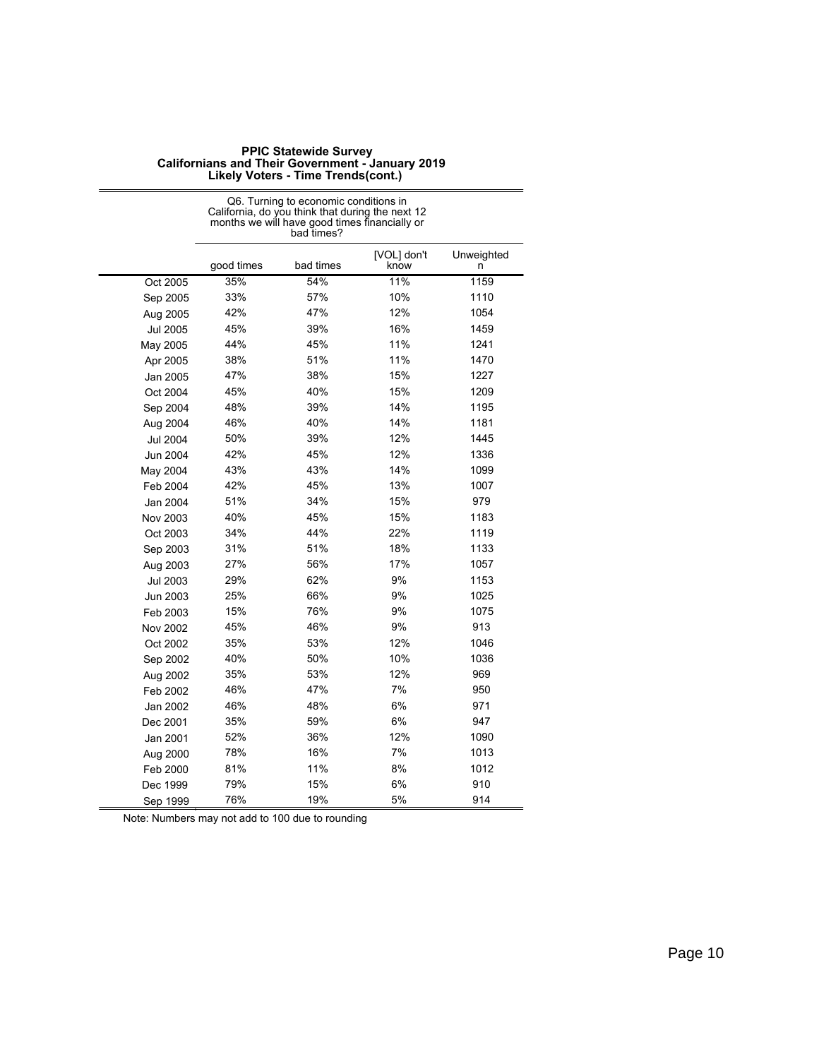# PPIC Statewide Survey
## Californians and Their Government - January 2019
### Likely Voters - Time Trends(cont.)

| | Q6. Turning to economic conditions in California, do you think that during the next 12 months we will have good times financially or bad times? | | | |
|---|---|---|---|---|
| | good times | bad times | [VOL] don't know | Unweighted n |
| Oct 2005 | 35% | 54% | 11% | 1159 |
| Sep 2005 | 33% | 57% | 10% | 1110 |
| Aug 2005 | 42% | 47% | 12% | 1054 |
| Jul 2005 | 45% | 39% | 16% | 1459 |
| May 2005 | 44% | 45% | 11% | 1241 |
| Apr 2005 | 38% | 51% | 11% | 1470 |
| Jan 2005 | 47% | 38% | 15% | 1227 |
| Oct 2004 | 45% | 40% | 15% | 1209 |
| Sep 2004 | 48% | 39% | 14% | 1195 |
| Aug 2004 | 46% | 40% | 14% | 1181 |
| Jul 2004 | 50% | 39% | 12% | 1445 |
| Jun 2004 | 42% | 45% | 12% | 1336 |
| May 2004 | 43% | 43% | 14% | 1099 |
| Feb 2004 | 42% | 45% | 13% | 1007 |
| Jan 2004 | 51% | 34% | 15% | 979 |
| Nov 2003 | 40% | 45% | 15% | 1183 |
| Oct 2003 | 34% | 44% | 22% | 1119 |
| Sep 2003 | 31% | 51% | 18% | 1133 |
| Aug 2003 | 27% | 56% | 17% | 1057 |
| Jul 2003 | 29% | 62% | 9% | 1153 |
| Jun 2003 | 25% | 66% | 9% | 1025 |
| Feb 2003 | 15% | 76% | 9% | 1075 |
| Nov 2002 | 45% | 46% | 9% | 913 |
| Oct 2002 | 35% | 53% | 12% | 1046 |
| Sep 2002 | 40% | 50% | 10% | 1036 |
| Aug 2002 | 35% | 53% | 12% | 969 |
| Feb 2002 | 46% | 47% | 7% | 950 |
| Jan 2002 | 46% | 48% | 6% | 971 |
| Dec 2001 | 35% | 59% | 6% | 947 |
| Jan 2001 | 52% | 36% | 12% | 1090 |
| Aug 2000 | 78% | 16% | 7% | 1013 |
| Feb 2000 | 81% | 11% | 8% | 1012 |
| Dec 1999 | 79% | 15% | 6% | 910 |
| Sep 1999 | 76% | 19% | 5% | 914 |

Note: Numbers may not add to 100 due to rounding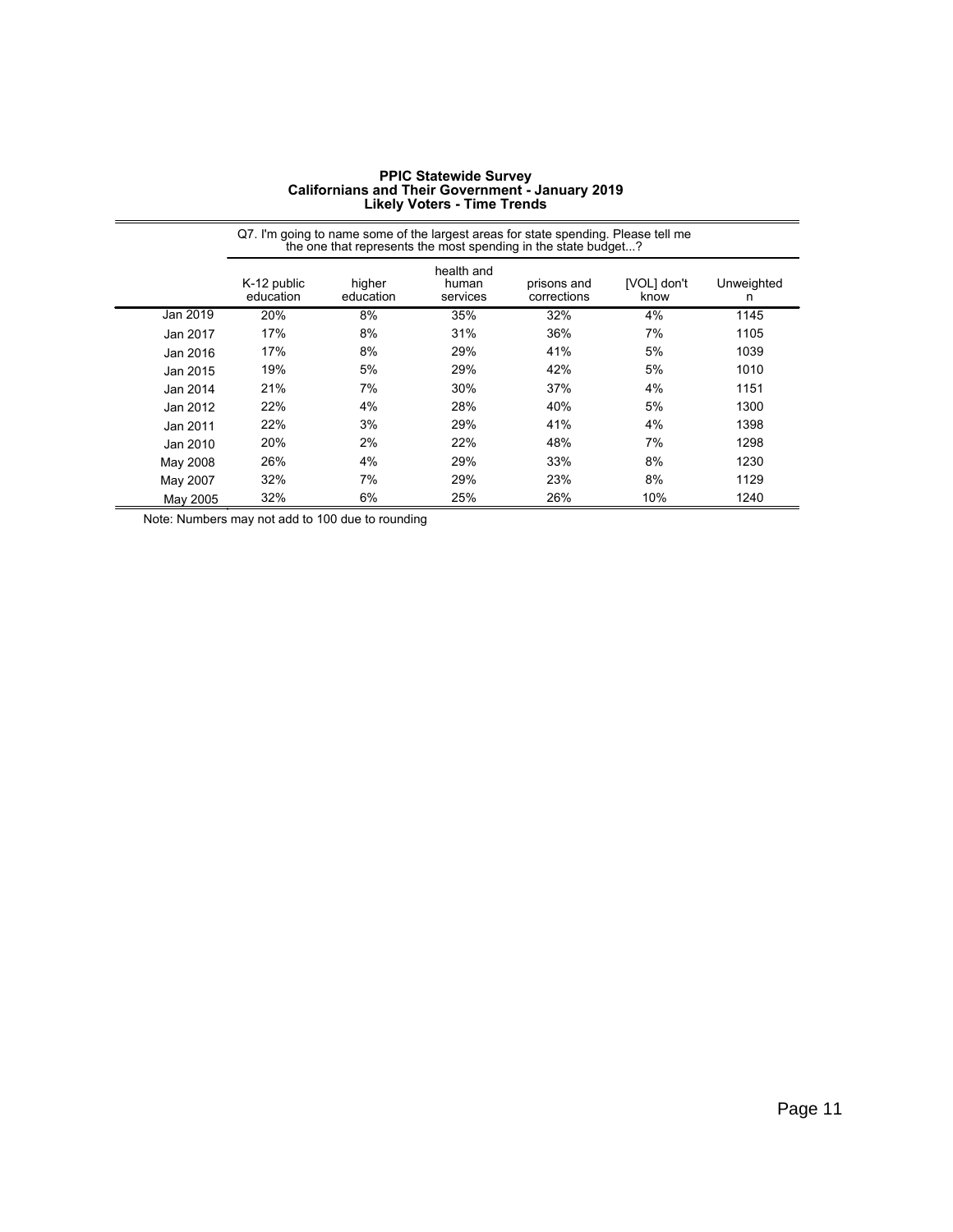**PPIC Statewide Survey**
**Californians and Their Government - January 2019**
**Likely Voters - Time Trends**

| | Q7. I'm going to name some of the largest areas for state spending. Please tell me the one that represents the most spending in the state budget...? | | | | | |
|---|---|---|---|---|---|---|
| | K-12 public education | higher education | health and human services | prisons and corrections | [VOL] don't know | Unweighted n |
| Jan 2019 | 20% | 8% | 35% | 32% | 4% | 1145 |
| Jan 2017 | 17% | 8% | 31% | 36% | 7% | 1105 |
| Jan 2016 | 17% | 8% | 29% | 41% | 5% | 1039 |
| Jan 2015 | 19% | 5% | 29% | 42% | 5% | 1010 |
| Jan 2014 | 21% | 7% | 30% | 37% | 4% | 1151 |
| Jan 2012 | 22% | 4% | 28% | 40% | 5% | 1300 |
| Jan 2011 | 22% | 3% | 29% | 41% | 4% | 1398 |
| Jan 2010 | 20% | 2% | 22% | 48% | 7% | 1298 |
| May 2008 | 26% | 4% | 29% | 33% | 8% | 1230 |
| May 2007 | 32% | 7% | 29% | 23% | 8% | 1129 |
| May 2005 | 32% | 6% | 25% | 26% | 10% | 1240 |

Note: Numbers may not add to 100 due to rounding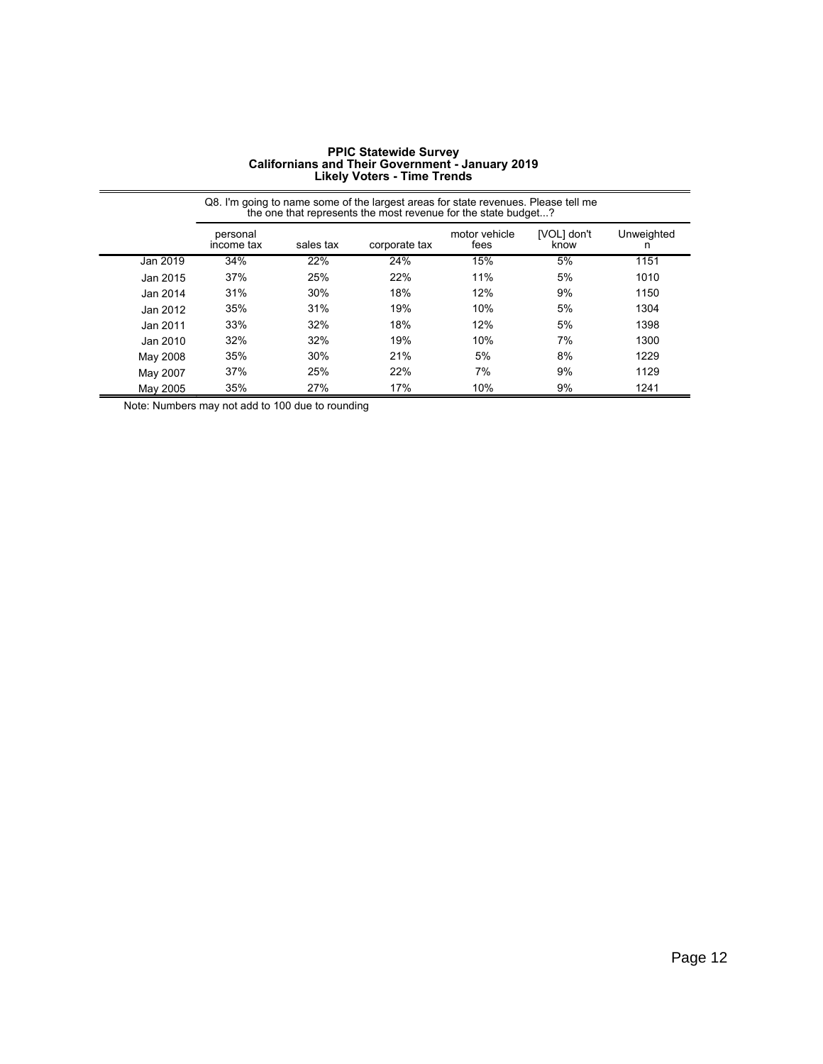**PPIC Statewide Survey**
**Californians and Their Government - January 2019**
**Likely Voters - Time Trends**

| | Q8. I'm going to name some of the largest areas for state revenues. Please tell me the one that represents the most revenue for the state budget...? | | | | | |
|---|---|---|---|---|---|---|
| | personal income tax | sales tax | corporate tax | motor vehicle fees | [VOL] don't know | Unweighted n |
| Jan 2019 | 34% | 22% | 24% | 15% | 5% | 1151 |
| Jan 2015 | 37% | 25% | 22% | 11% | 5% | 1010 |
| Jan 2014 | 31% | 30% | 18% | 12% | 9% | 1150 |
| Jan 2012 | 35% | 31% | 19% | 10% | 5% | 1304 |
| Jan 2011 | 33% | 32% | 18% | 12% | 5% | 1398 |
| Jan 2010 | 32% | 32% | 19% | 10% | 7% | 1300 |
| May 2008 | 35% | 30% | 21% | 5% | 8% | 1229 |
| May 2007 | 37% | 25% | 22% | 7% | 9% | 1129 |
| May 2005 | 35% | 27% | 17% | 10% | 9% | 1241 |

Note: Numbers may not add to 100 due to rounding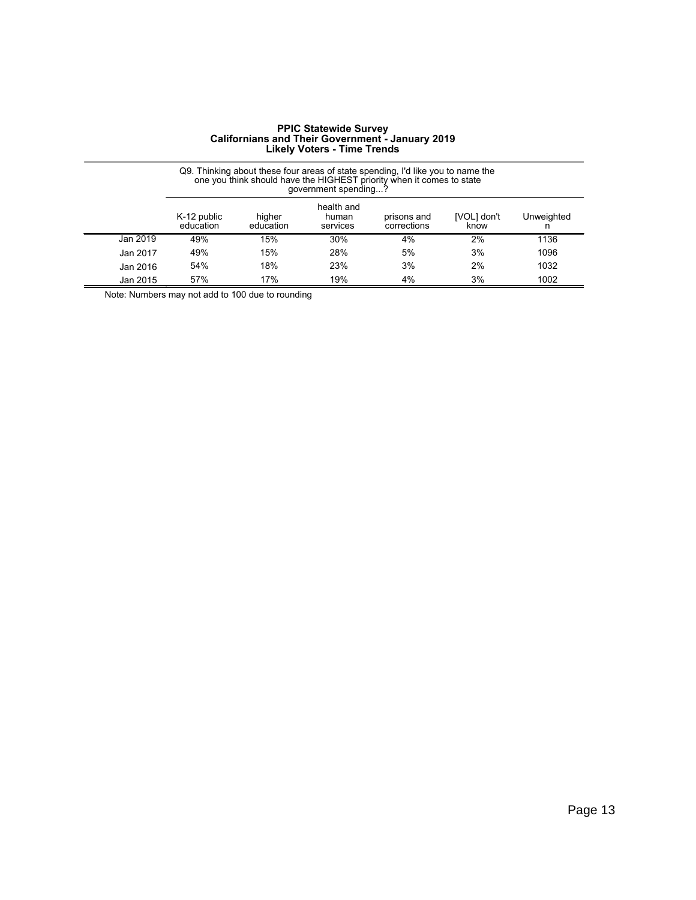# PPIC Statewide Survey
## Californians and Their Government - January 2019
### Likely Voters - Time Trends

| | Q9. Thinking about these four areas of state spending, I'd like you to name the one you think should have the HIGHEST priority when it comes to state government spending...? | | | | | |
|---|---|---|---|---|---|---|
| | K-12 public education | higher education | health and human services | prisons and corrections | [VOL] don't know | Unweighted n |
| Jan 2019 | 49% | 15% | 30% | 4% | 2% | 1136 |
| Jan 2017 | 49% | 15% | 28% | 5% | 3% | 1096 |
| Jan 2016 | 54% | 18% | 23% | 3% | 2% | 1032 |
| Jan 2015 | 57% | 17% | 19% | 4% | 3% | 1002 |

Note: Numbers may not add to 100 due to rounding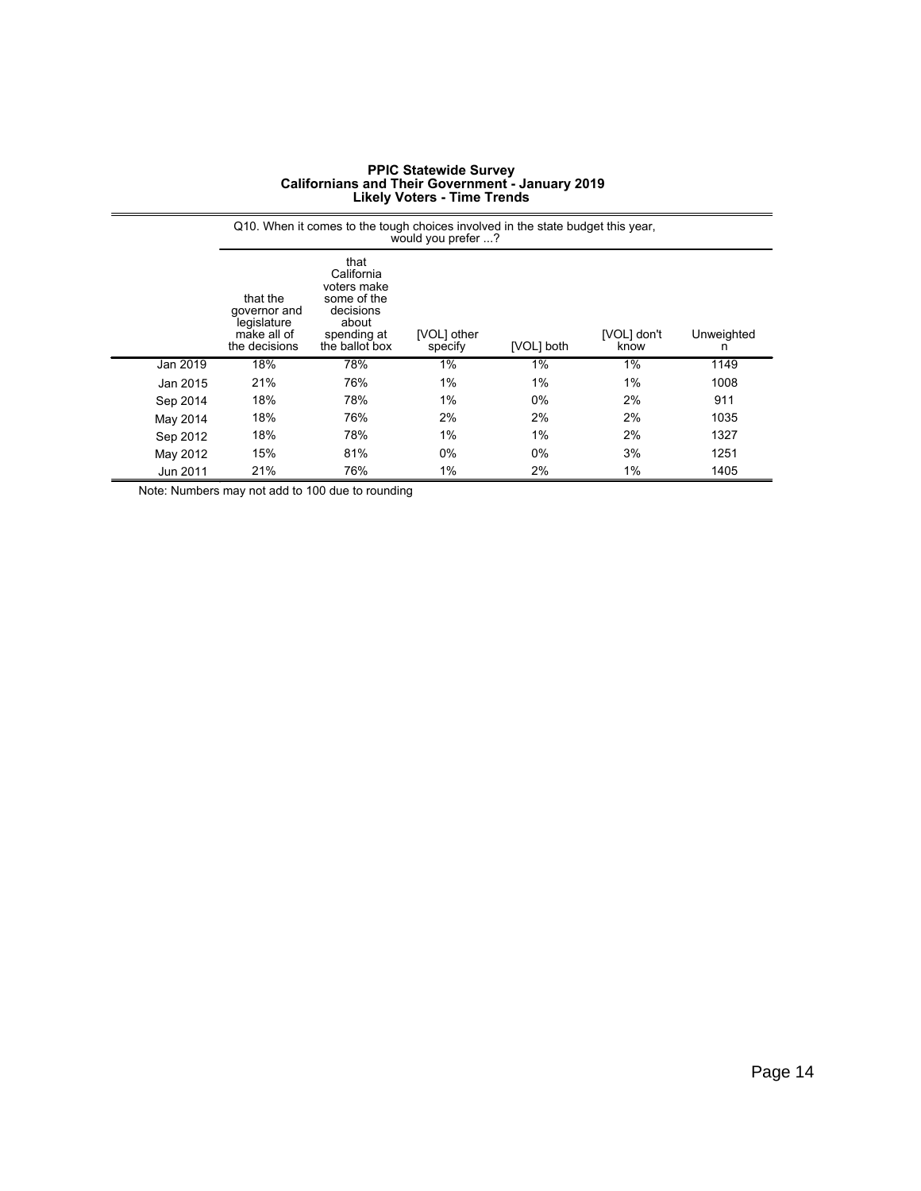# PPIC Statewide Survey
## Californians and Their Government - January 2019
### Likely Voters - Time Trends

| | Q10. When it comes to the tough choices involved in the state budget this year, would you prefer ...? | | | | | |
|---|---|---|---|---|---|---|
| | that the governor and legislature make all of the decisions | that California voters make some of the decisions about spending at the ballot box | [VOL] other specify | [VOL] both | [VOL] don't know | Unweighted n |
| Jan 2019 | 18% | 78% | 1% | 1% | 1% | 1149 |
| Jan 2015 | 21% | 76% | 1% | 1% | 1% | 1008 |
| Sep 2014 | 18% | 78% | 1% | 0% | 2% | 911 |
| May 2014 | 18% | 76% | 2% | 2% | 2% | 1035 |
| Sep 2012 | 18% | 78% | 1% | 1% | 2% | 1327 |
| May 2012 | 15% | 81% | 0% | 0% | 3% | 1251 |
| Jun 2011 | 21% | 76% | 1% | 2% | 1% | 1405 |

Note: Numbers may not add to 100 due to rounding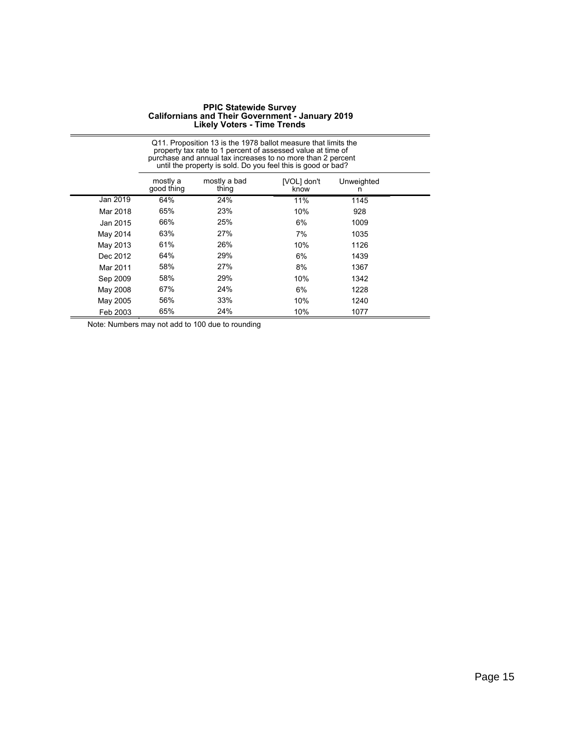**PPIC Statewide Survey**
**Californians and Their Government - January 2019**
**Likely Voters - Time Trends**

| | Q11. Proposition 13 is the 1978 ballot measure that limits the property tax rate to 1 percent of assessed value at time of purchase and annual tax increases to no more than 2 percent until the property is sold. Do you feel this is good or bad? | | | |
|---|---|---|---|---|
| | mostly a good thing | mostly a bad thing | [VOL] don't know | Unweighted n |
| Jan 2019 | 64% | 24% | 11% | 1145 |
| Mar 2018 | 65% | 23% | 10% | 928 |
| Jan 2015 | 66% | 25% | 6% | 1009 |
| May 2014 | 63% | 27% | 7% | 1035 |
| May 2013 | 61% | 26% | 10% | 1126 |
| Dec 2012 | 64% | 29% | 6% | 1439 |
| Mar 2011 | 58% | 27% | 8% | 1367 |
| Sep 2009 | 58% | 29% | 10% | 1342 |
| May 2008 | 67% | 24% | 6% | 1228 |
| May 2005 | 56% | 33% | 10% | 1240 |
| Feb 2003 | 65% | 24% | 10% | 1077 |

Note: Numbers may not add to 100 due to rounding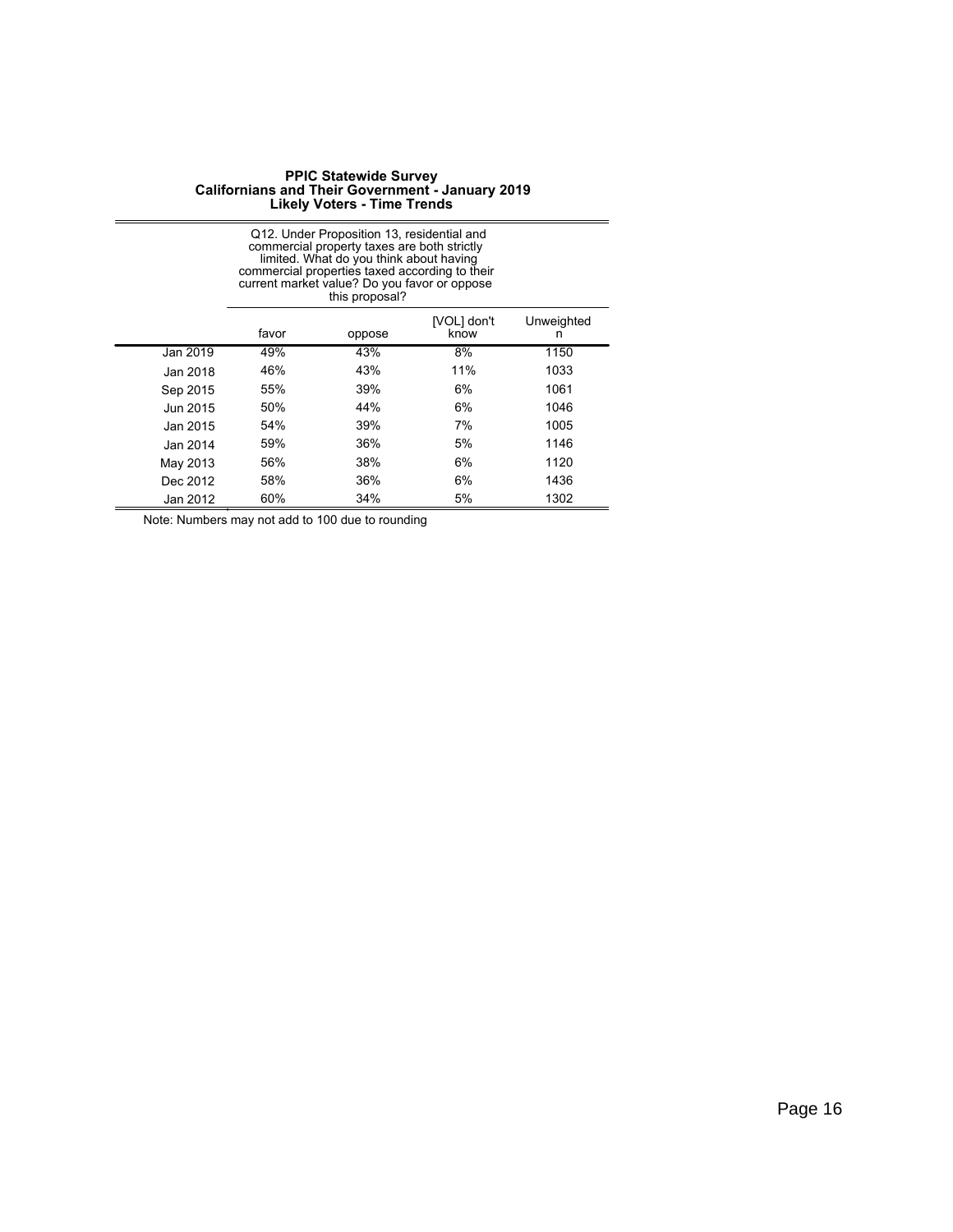**PPIC Statewide Survey**
**Californians and Their Government - January 2019**
**Likely Voters - Time Trends**

| | Q12. Under Proposition 13, residential and commercial property taxes are both strictly limited. What do you think about having commercial properties taxed according to their current market value? Do you favor or oppose this proposal? | | | |
|---|---|---|---|---|
| | favor | oppose | [VOL] don't know | Unweighted n |
| Jan 2019 | 49% | 43% | 8% | 1150 |
| Jan 2018 | 46% | 43% | 11% | 1033 |
| Sep 2015 | 55% | 39% | 6% | 1061 |
| Jun 2015 | 50% | 44% | 6% | 1046 |
| Jan 2015 | 54% | 39% | 7% | 1005 |
| Jan 2014 | 59% | 36% | 5% | 1146 |
| May 2013 | 56% | 38% | 6% | 1120 |
| Dec 2012 | 58% | 36% | 6% | 1436 |
| Jan 2012 | 60% | 34% | 5% | 1302 |

Note: Numbers may not add to 100 due to rounding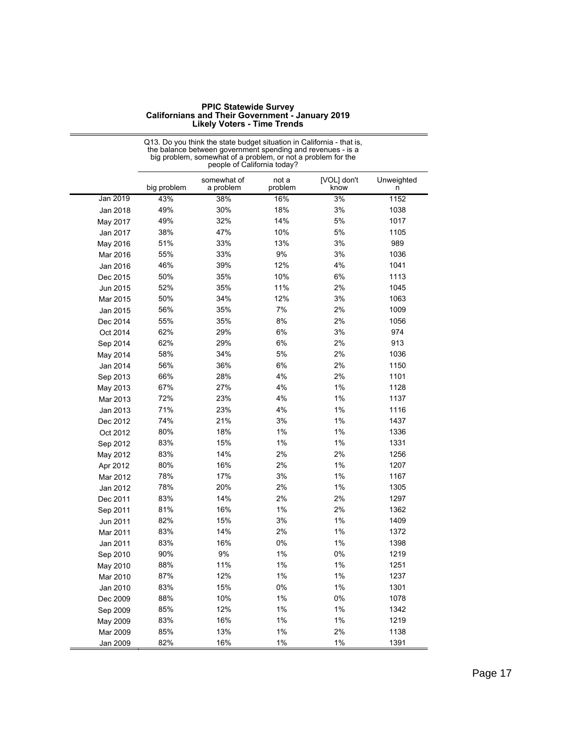**PPIC Statewide Survey**
**Californians and Their Government - January 2019**
**Likely Voters - Time Trends**

| | Q13. Do you think the state budget situation in California - that is, the balance between government spending and revenues - is a big problem, somewhat of a problem, or not a problem for the people of California today? | | | | |
|---|---|---|---|---|---|
| | big problem | somewhat of a problem | not a problem | [VOL] don't know | Unweighted n |
| Jan 2019 | 43% | 38% | 16% | 3% | 1152 |
| Jan 2018 | 49% | 30% | 18% | 3% | 1038 |
| May 2017 | 49% | 32% | 14% | 5% | 1017 |
| Jan 2017 | 38% | 47% | 10% | 5% | 1105 |
| May 2016 | 51% | 33% | 13% | 3% | 989 |
| Mar 2016 | 55% | 33% | 9% | 3% | 1036 |
| Jan 2016 | 46% | 39% | 12% | 4% | 1041 |
| Dec 2015 | 50% | 35% | 10% | 6% | 1113 |
| Jun 2015 | 52% | 35% | 11% | 2% | 1045 |
| Mar 2015 | 50% | 34% | 12% | 3% | 1063 |
| Jan 2015 | 56% | 35% | 7% | 2% | 1009 |
| Dec 2014 | 55% | 35% | 8% | 2% | 1056 |
| Oct 2014 | 62% | 29% | 6% | 3% | 974 |
| Sep 2014 | 62% | 29% | 6% | 2% | 913 |
| May 2014 | 58% | 34% | 5% | 2% | 1036 |
| Jan 2014 | 56% | 36% | 6% | 2% | 1150 |
| Sep 2013 | 66% | 28% | 4% | 2% | 1101 |
| May 2013 | 67% | 27% | 4% | 1% | 1128 |
| Mar 2013 | 72% | 23% | 4% | 1% | 1137 |
| Jan 2013 | 71% | 23% | 4% | 1% | 1116 |
| Dec 2012 | 74% | 21% | 3% | 1% | 1437 |
| Oct 2012 | 80% | 18% | 1% | 1% | 1336 |
| Sep 2012 | 83% | 15% | 1% | 1% | 1331 |
| May 2012 | 83% | 14% | 2% | 2% | 1256 |
| Apr 2012 | 80% | 16% | 2% | 1% | 1207 |
| Mar 2012 | 78% | 17% | 3% | 1% | 1167 |
| Jan 2012 | 78% | 20% | 2% | 1% | 1305 |
| Dec 2011 | 83% | 14% | 2% | 2% | 1297 |
| Sep 2011 | 81% | 16% | 1% | 2% | 1362 |
| Jun 2011 | 82% | 15% | 3% | 1% | 1409 |
| Mar 2011 | 83% | 14% | 2% | 1% | 1372 |
| Jan 2011 | 83% | 16% | 0% | 1% | 1398 |
| Sep 2010 | 90% | 9% | 1% | 0% | 1219 |
| May 2010 | 88% | 11% | 1% | 1% | 1251 |
| Mar 2010 | 87% | 12% | 1% | 1% | 1237 |
| Jan 2010 | 83% | 15% | 0% | 1% | 1301 |
| Dec 2009 | 88% | 10% | 1% | 0% | 1078 |
| Sep 2009 | 85% | 12% | 1% | 1% | 1342 |
| May 2009 | 83% | 16% | 1% | 1% | 1219 |
| Mar 2009 | 85% | 13% | 1% | 2% | 1138 |
| Jan 2009 | 82% | 16% | 1% | 1% | 1391 |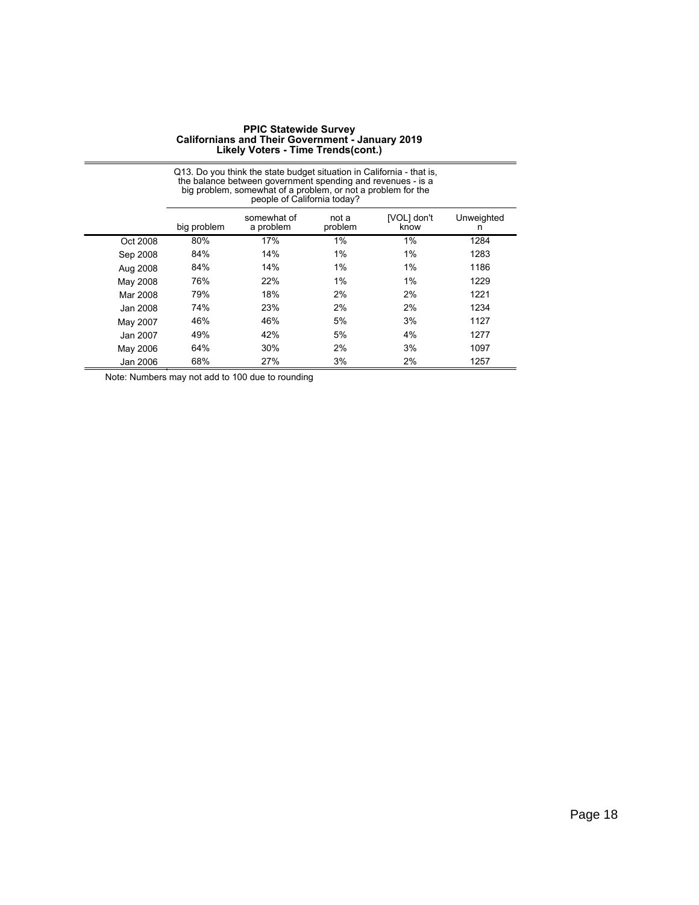**PPIC Statewide Survey**
**Californians and Their Government - January 2019**
**Likely Voters - Time Trends(cont.)**

Q13. Do you think the state budget situation in California - that is, the balance between government spending and revenues - is a big problem, somewhat of a problem, or not a problem for the people of California today?

| | big problem | somewhat of a problem | not a problem | [VOL] don't know | Unweighted n |
|---|---|---|---|---|---|
| Oct 2008 | 80% | 17% | 1% | 1% | 1284 |
| Sep 2008 | 84% | 14% | 1% | 1% | 1283 |
| Aug 2008 | 84% | 14% | 1% | 1% | 1186 |
| May 2008 | 76% | 22% | 1% | 1% | 1229 |
| Mar 2008 | 79% | 18% | 2% | 2% | 1221 |
| Jan 2008 | 74% | 23% | 2% | 2% | 1234 |
| May 2007 | 46% | 46% | 5% | 3% | 1127 |
| Jan 2007 | 49% | 42% | 5% | 4% | 1277 |
| May 2006 | 64% | 30% | 2% | 3% | 1097 |
| Jan 2006 | 68% | 27% | 3% | 2% | 1257 |

Note: Numbers may not add to 100 due to rounding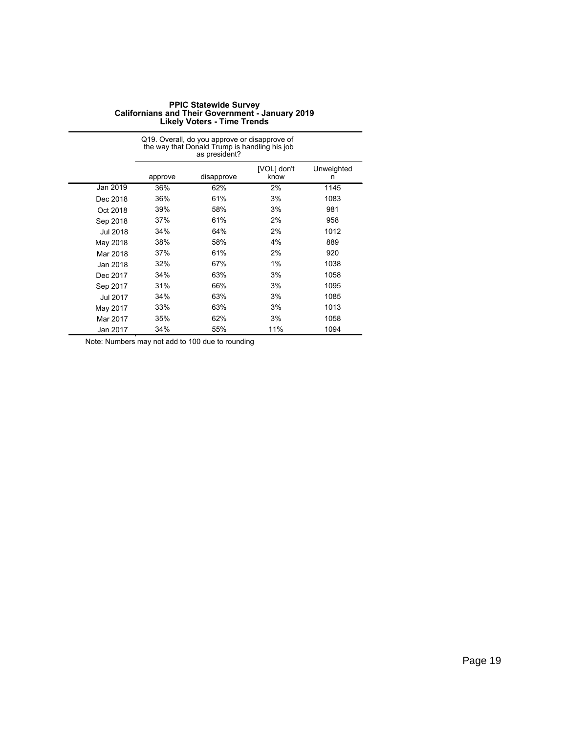**PPIC Statewide Survey**
**Californians and Their Government - January 2019**
**Likely Voters - Time Trends**

| | Q19. Overall, do you approve or disapprove of the way that Donald Trump is handling his job as president? | | | |
|---|---|---|---|---|
| | approve | disapprove | [VOL] don't know | Unweighted n |
| Jan 2019 | 36% | 62% | 2% | 1145 |
| Dec 2018 | 36% | 61% | 3% | 1083 |
| Oct 2018 | 39% | 58% | 3% | 981 |
| Sep 2018 | 37% | 61% | 2% | 958 |
| Jul 2018 | 34% | 64% | 2% | 1012 |
| May 2018 | 38% | 58% | 4% | 889 |
| Mar 2018 | 37% | 61% | 2% | 920 |
| Jan 2018 | 32% | 67% | 1% | 1038 |
| Dec 2017 | 34% | 63% | 3% | 1058 |
| Sep 2017 | 31% | 66% | 3% | 1095 |
| Jul 2017 | 34% | 63% | 3% | 1085 |
| May 2017 | 33% | 63% | 3% | 1013 |
| Mar 2017 | 35% | 62% | 3% | 1058 |
| Jan 2017 | 34% | 55% | 11% | 1094 |

Note: Numbers may not add to 100 due to rounding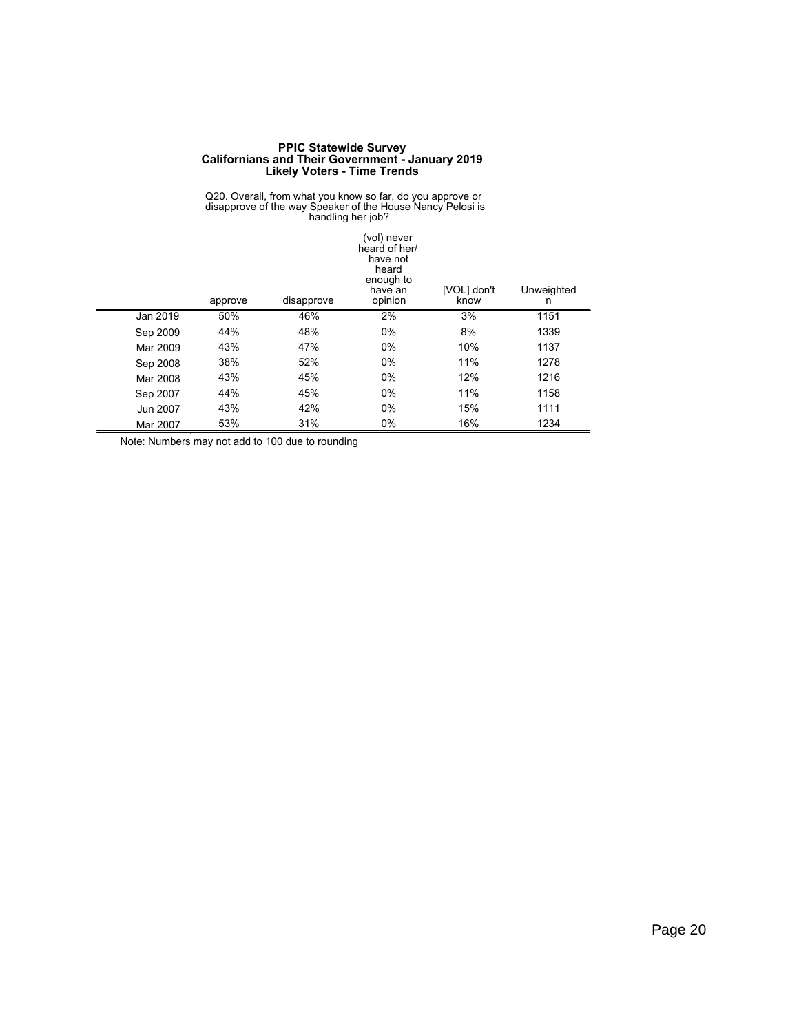**PPIC Statewide Survey**
**Californians and Their Government - January 2019**
**Likely Voters - Time Trends**

| | Q20. Overall, from what you know so far, do you approve or disapprove of the way Speaker of the House Nancy Pelosi is handling her job? | | | | |
|---|---|---|---|---|---|
| | approve | disapprove | (vol) never heard of her/ have not heard enough to have an opinion | [VOL] don't know | Unweighted n |
| Jan 2019 | 50% | 46% | 2% | 3% | 1151 |
| Sep 2009 | 44% | 48% | 0% | 8% | 1339 |
| Mar 2009 | 43% | 47% | 0% | 10% | 1137 |
| Sep 2008 | 38% | 52% | 0% | 11% | 1278 |
| Mar 2008 | 43% | 45% | 0% | 12% | 1216 |
| Sep 2007 | 44% | 45% | 0% | 11% | 1158 |
| Jun 2007 | 43% | 42% | 0% | 15% | 1111 |
| Mar 2007 | 53% | 31% | 0% | 16% | 1234 |

Note: Numbers may not add to 100 due to rounding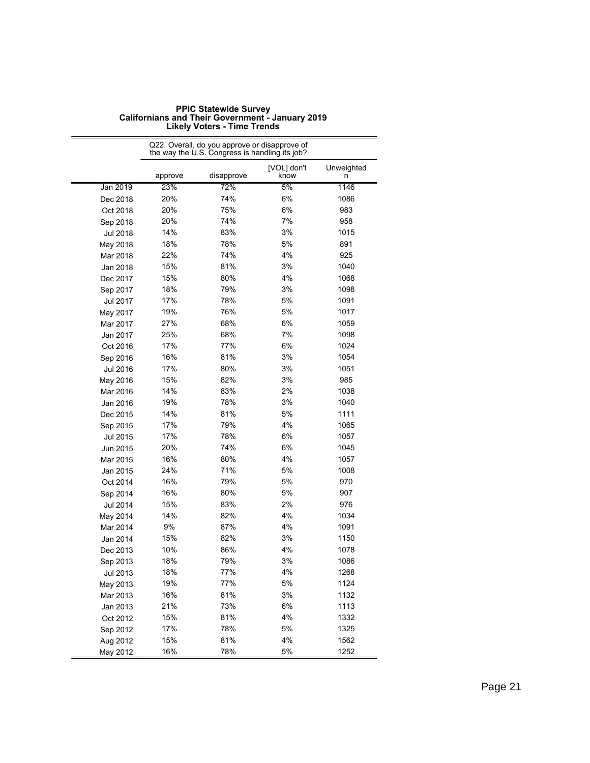**PPIC Statewide Survey**
**Californians and Their Government - January 2019**
**Likely Voters - Time Trends**

| | Q22. Overall, do you approve or disapprove of the way the U.S. Congress is handling its job? | | | |
|---|---|---|---|---|
| | approve | disapprove | [VOL] don't know | Unweighted n |
| Jan 2019 | 23% | 72% | 5% | 1146 |
| Dec 2018 | 20% | 74% | 6% | 1086 |
| Oct 2018 | 20% | 75% | 6% | 983 |
| Sep 2018 | 20% | 74% | 7% | 958 |
| Jul 2018 | 14% | 83% | 3% | 1015 |
| May 2018 | 18% | 78% | 5% | 891 |
| Mar 2018 | 22% | 74% | 4% | 925 |
| Jan 2018 | 15% | 81% | 3% | 1040 |
| Dec 2017 | 15% | 80% | 4% | 1068 |
| Sep 2017 | 18% | 79% | 3% | 1098 |
| Jul 2017 | 17% | 78% | 5% | 1091 |
| May 2017 | 19% | 76% | 5% | 1017 |
| Mar 2017 | 27% | 68% | 6% | 1059 |
| Jan 2017 | 25% | 68% | 7% | 1098 |
| Oct 2016 | 17% | 77% | 6% | 1024 |
| Sep 2016 | 16% | 81% | 3% | 1054 |
| Jul 2016 | 17% | 80% | 3% | 1051 |
| May 2016 | 15% | 82% | 3% | 985 |
| Mar 2016 | 14% | 83% | 2% | 1038 |
| Jan 2016 | 19% | 78% | 3% | 1040 |
| Dec 2015 | 14% | 81% | 5% | 1111 |
| Sep 2015 | 17% | 79% | 4% | 1065 |
| Jul 2015 | 17% | 78% | 6% | 1057 |
| Jun 2015 | 20% | 74% | 6% | 1045 |
| Mar 2015 | 16% | 80% | 4% | 1057 |
| Jan 2015 | 24% | 71% | 5% | 1008 |
| Oct 2014 | 16% | 79% | 5% | 970 |
| Sep 2014 | 16% | 80% | 5% | 907 |
| Jul 2014 | 15% | 83% | 2% | 976 |
| May 2014 | 14% | 82% | 4% | 1034 |
| Mar 2014 | 9% | 87% | 4% | 1091 |
| Jan 2014 | 15% | 82% | 3% | 1150 |
| Dec 2013 | 10% | 86% | 4% | 1078 |
| Sep 2013 | 18% | 79% | 3% | 1086 |
| Jul 2013 | 18% | 77% | 4% | 1268 |
| May 2013 | 19% | 77% | 5% | 1124 |
| Mar 2013 | 16% | 81% | 3% | 1132 |
| Jan 2013 | 21% | 73% | 6% | 1113 |
| Oct 2012 | 15% | 81% | 4% | 1332 |
| Sep 2012 | 17% | 78% | 5% | 1325 |
| Aug 2012 | 15% | 81% | 4% | 1562 |
| May 2012 | 16% | 78% | 5% | 1252 |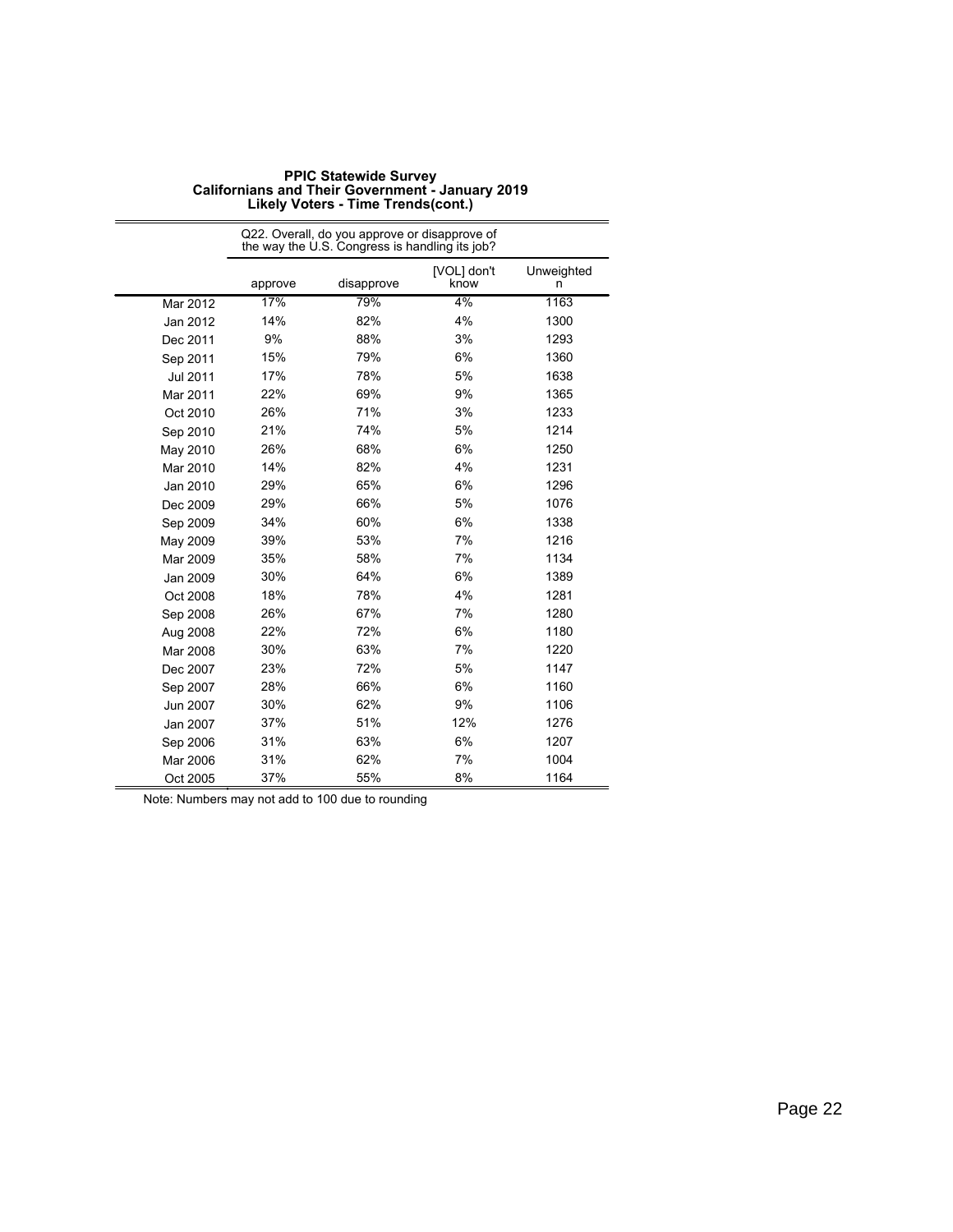**PPIC Statewide Survey**
**Californians and Their Government - January 2019**
**Likely Voters - Time Trends(cont.)**

| | Q22. Overall, do you approve or disapprove of the way the U.S. Congress is handling its job? | | | |
|---|---|---|---|---|
| | approve | disapprove | [VOL] don't know | Unweighted n |
| Mar 2012 | 17% | 79% | 4% | 1163 |
| Jan 2012 | 14% | 82% | 4% | 1300 |
| Dec 2011 | 9% | 88% | 3% | 1293 |
| Sep 2011 | 15% | 79% | 6% | 1360 |
| Jul 2011 | 17% | 78% | 5% | 1638 |
| Mar 2011 | 22% | 69% | 9% | 1365 |
| Oct 2010 | 26% | 71% | 3% | 1233 |
| Sep 2010 | 21% | 74% | 5% | 1214 |
| May 2010 | 26% | 68% | 6% | 1250 |
| Mar 2010 | 14% | 82% | 4% | 1231 |
| Jan 2010 | 29% | 65% | 6% | 1296 |
| Dec 2009 | 29% | 66% | 5% | 1076 |
| Sep 2009 | 34% | 60% | 6% | 1338 |
| May 2009 | 39% | 53% | 7% | 1216 |
| Mar 2009 | 35% | 58% | 7% | 1134 |
| Jan 2009 | 30% | 64% | 6% | 1389 |
| Oct 2008 | 18% | 78% | 4% | 1281 |
| Sep 2008 | 26% | 67% | 7% | 1280 |
| Aug 2008 | 22% | 72% | 6% | 1180 |
| Mar 2008 | 30% | 63% | 7% | 1220 |
| Dec 2007 | 23% | 72% | 5% | 1147 |
| Sep 2007 | 28% | 66% | 6% | 1160 |
| Jun 2007 | 30% | 62% | 9% | 1106 |
| Jan 2007 | 37% | 51% | 12% | 1276 |
| Sep 2006 | 31% | 63% | 6% | 1207 |
| Mar 2006 | 31% | 62% | 7% | 1004 |
| Oct 2005 | 37% | 55% | 8% | 1164 |

Note: Numbers may not add to 100 due to rounding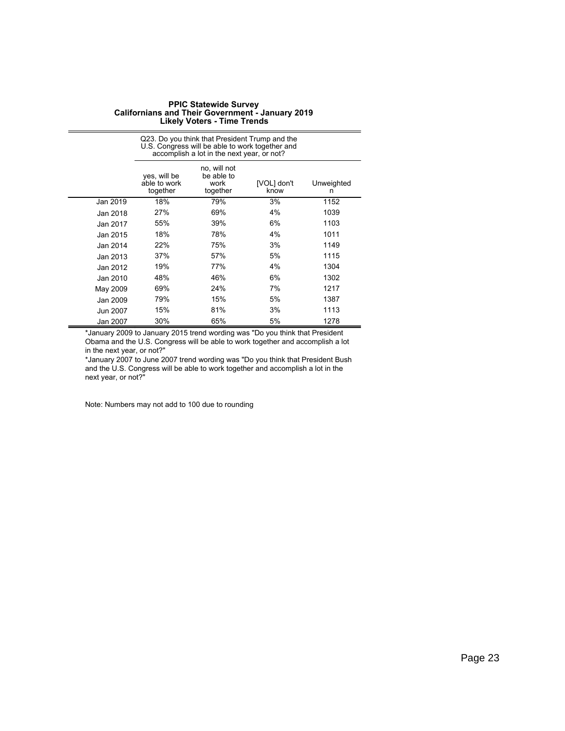**PPIC Statewide Survey**
**Californians and Their Government - January 2019**
**Likely Voters - Time Trends**

| | Q23. Do you think that President Trump and the U.S. Congress will be able to work together and accomplish a lot in the next year, or not? | | | |
|---|---|---|---|---|
| | yes, will be able to work together | no, will not be able to work together | [VOL] don't know | Unweighted n |
| Jan 2019 | 18% | 79% | 3% | 1152 |
| Jan 2018 | 27% | 69% | 4% | 1039 |
| Jan 2017 | 55% | 39% | 6% | 1103 |
| Jan 2015 | 18% | 78% | 4% | 1011 |
| Jan 2014 | 22% | 75% | 3% | 1149 |
| Jan 2013 | 37% | 57% | 5% | 1115 |
| Jan 2012 | 19% | 77% | 4% | 1304 |
| Jan 2010 | 48% | 46% | 6% | 1302 |
| May 2009 | 69% | 24% | 7% | 1217 |
| Jan 2009 | 79% | 15% | 5% | 1387 |
| Jun 2007 | 15% | 81% | 3% | 1113 |
| Jan 2007 | 30% | 65% | 5% | 1278 |

*January 2009 to January 2015 trend wording was "Do you think that President Obama and the U.S. Congress will be able to work together and accomplish a lot in the next year, or not?"

*January 2007 to June 2007 trend wording was "Do you think that President Bush and the U.S. Congress will be able to work together and accomplish a lot in the next year, or not?"

Note: Numbers may not add to 100 due to rounding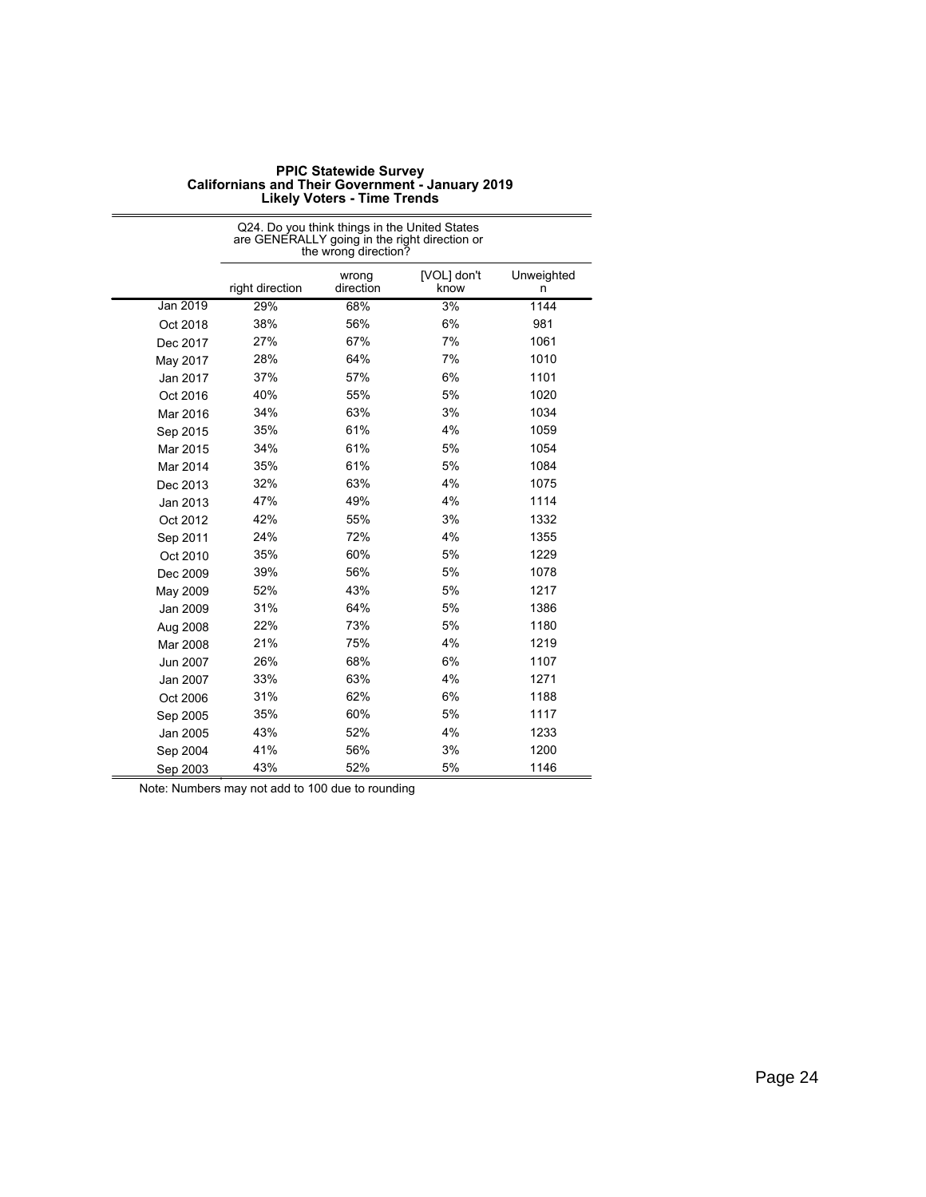**PPIC Statewide Survey**
**Californians and Their Government - January 2019**
**Likely Voters - Time Trends**

| | Q24. Do you think things in the United States are GENERALLY going in the right direction or the wrong direction? | | | |
|---|---|---|---|---|
| | right direction | wrong direction | [VOL] don't know | Unweighted n |
| Jan 2019 | 29% | 68% | 3% | 1144 |
| Oct 2018 | 38% | 56% | 6% | 981 |
| Dec 2017 | 27% | 67% | 7% | 1061 |
| May 2017 | 28% | 64% | 7% | 1010 |
| Jan 2017 | 37% | 57% | 6% | 1101 |
| Oct 2016 | 40% | 55% | 5% | 1020 |
| Mar 2016 | 34% | 63% | 3% | 1034 |
| Sep 2015 | 35% | 61% | 4% | 1059 |
| Mar 2015 | 34% | 61% | 5% | 1054 |
| Mar 2014 | 35% | 61% | 5% | 1084 |
| Dec 2013 | 32% | 63% | 4% | 1075 |
| Jan 2013 | 47% | 49% | 4% | 1114 |
| Oct 2012 | 42% | 55% | 3% | 1332 |
| Sep 2011 | 24% | 72% | 4% | 1355 |
| Oct 2010 | 35% | 60% | 5% | 1229 |
| Dec 2009 | 39% | 56% | 5% | 1078 |
| May 2009 | 52% | 43% | 5% | 1217 |
| Jan 2009 | 31% | 64% | 5% | 1386 |
| Aug 2008 | 22% | 73% | 5% | 1180 |
| Mar 2008 | 21% | 75% | 4% | 1219 |
| Jun 2007 | 26% | 68% | 6% | 1107 |
| Jan 2007 | 33% | 63% | 4% | 1271 |
| Oct 2006 | 31% | 62% | 6% | 1188 |
| Sep 2005 | 35% | 60% | 5% | 1117 |
| Jan 2005 | 43% | 52% | 4% | 1233 |
| Sep 2004 | 41% | 56% | 3% | 1200 |
| Sep 2003 | 43% | 52% | 5% | 1146 |

Note: Numbers may not add to 100 due to rounding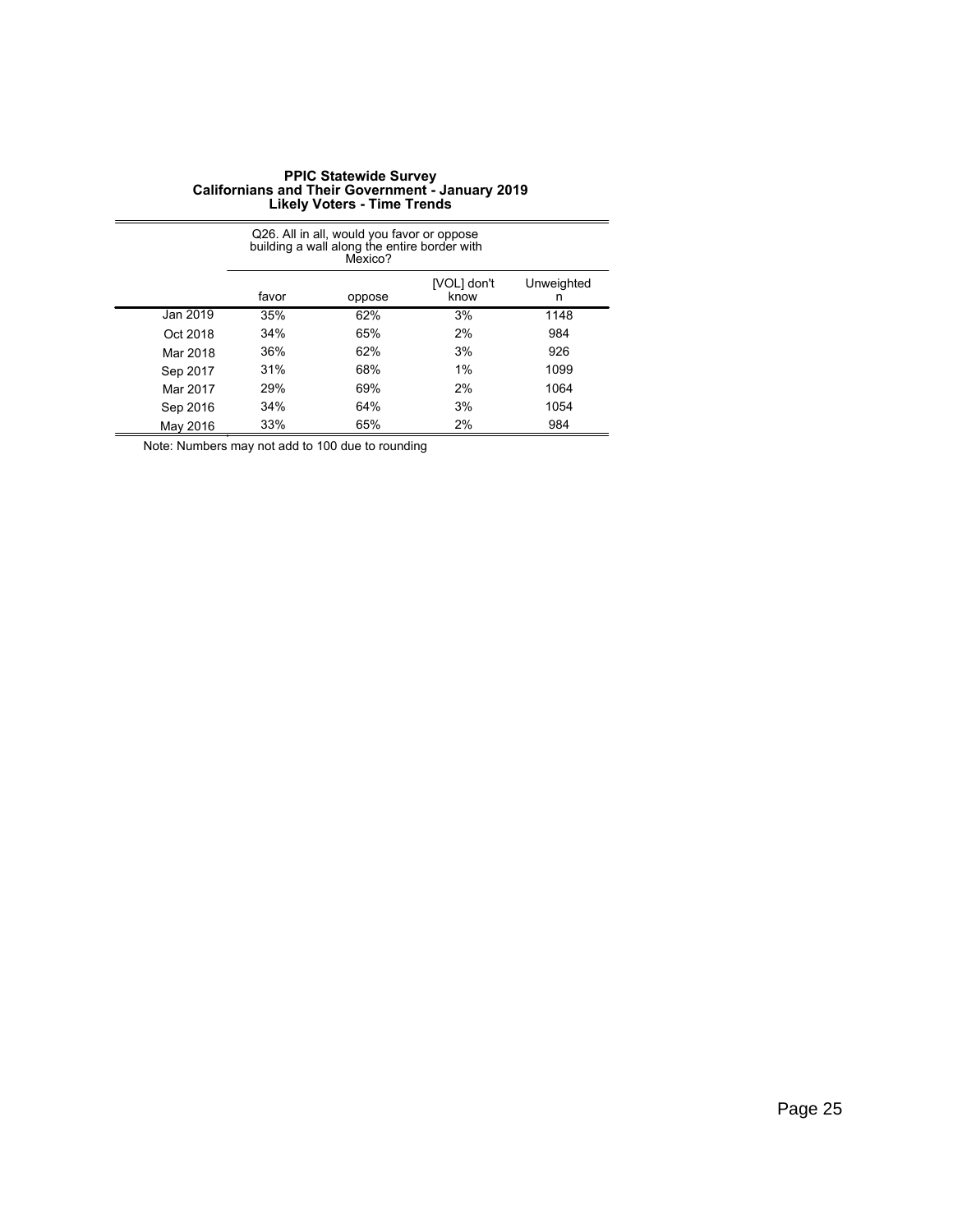**PPIC Statewide Survey**
**Californians and Their Government - January 2019**
**Likely Voters - Time Trends**

| | Q26. All in all, would you favor or oppose building a wall along the entire border with Mexico? | | | |
|---|---|---|---|---|
| | favor | oppose | [VOL] don't know | Unweighted n |
| Jan 2019 | 35% | 62% | 3% | 1148 |
| Oct 2018 | 34% | 65% | 2% | 984 |
| Mar 2018 | 36% | 62% | 3% | 926 |
| Sep 2017 | 31% | 68% | 1% | 1099 |
| Mar 2017 | 29% | 69% | 2% | 1064 |
| Sep 2016 | 34% | 64% | 3% | 1054 |
| May 2016 | 33% | 65% | 2% | 984 |

Note: Numbers may not add to 100 due to rounding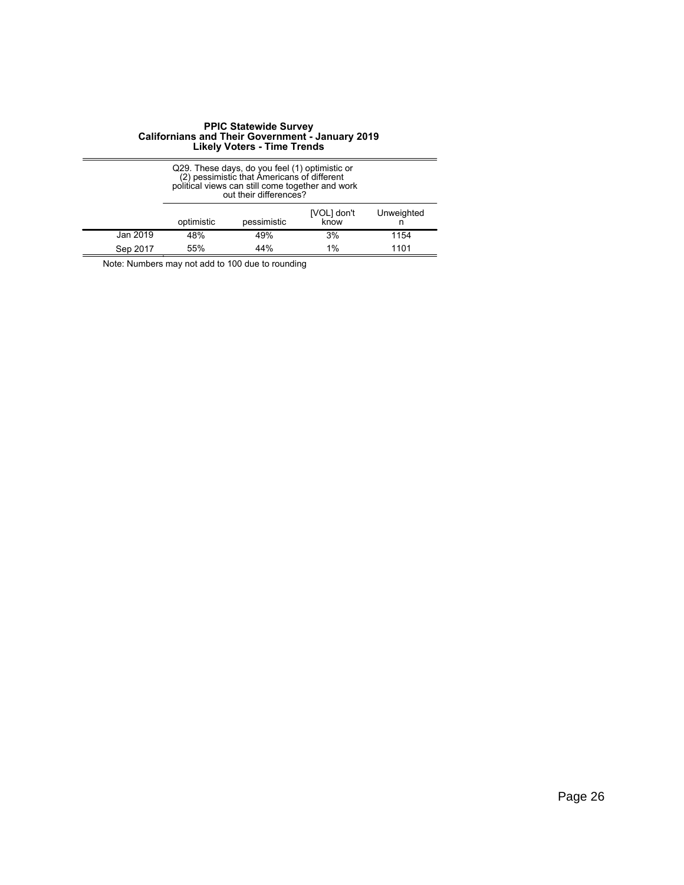**PPIC Statewide Survey**
**Californians and Their Government - January 2019**
**Likely Voters - Time Trends**

| | Q29. These days, do you feel (1) optimistic or (2) pessimistic that Americans of different political views can still come together and work out their differences? | | | |
|---|---|---|---|---|
| | optimistic | pessimistic | [VOL] don't know | Unweighted n |
| Jan 2019 | 48% | 49% | 3% | 1154 |
| Sep 2017 | 55% | 44% | 1% | 1101 |

Note: Numbers may not add to 100 due to rounding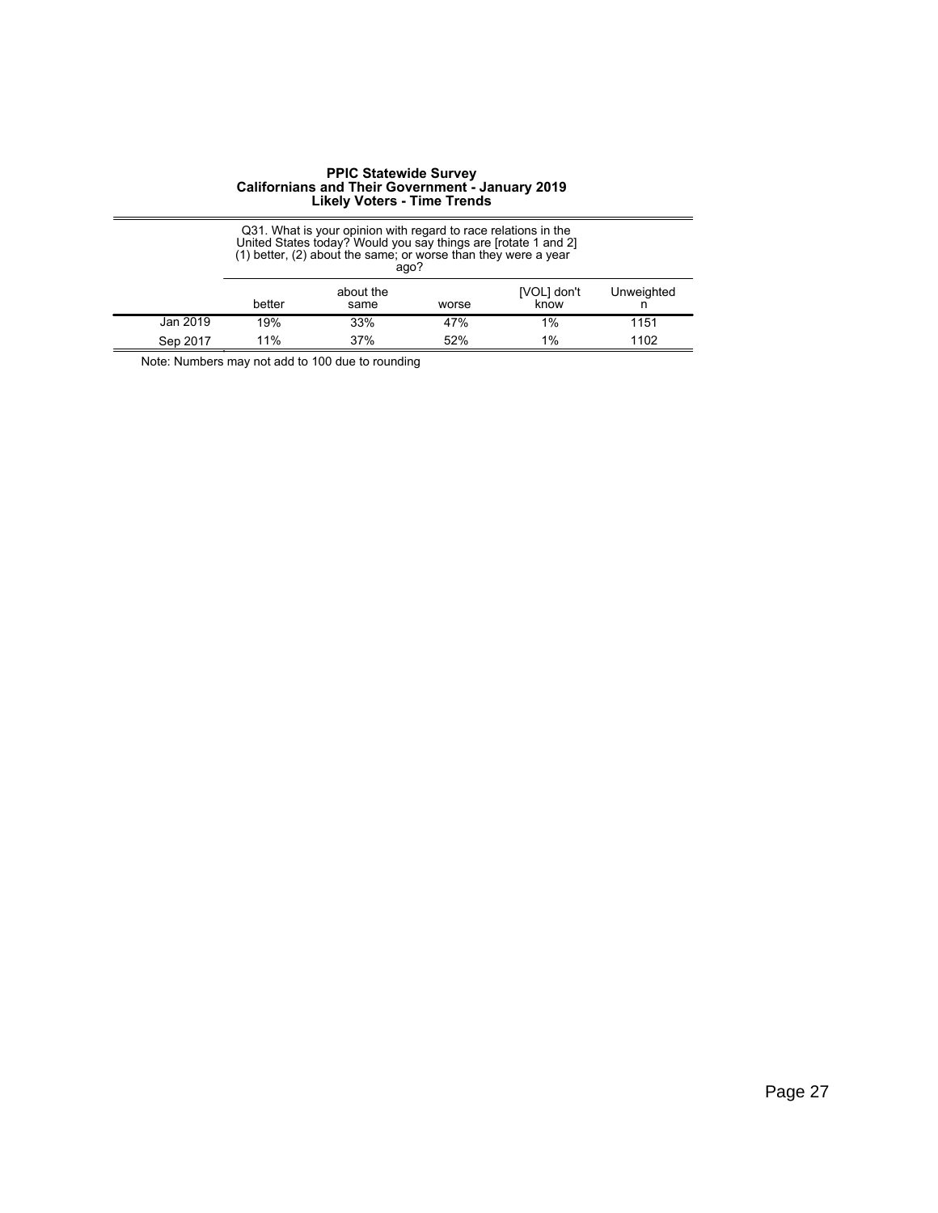**PPIC Statewide Survey**
**Californians and Their Government - January 2019**
**Likely Voters - Time Trends**

| | Q31. What is your opinion with regard to race relations in the United States today? Would you say things are [rotate 1 and 2] (1) better, (2) about the same; or worse than they were a year ago? | | | | |
|---|---|---|---|---|---|
| | better | about the same | worse | [VOL] don't know | Unweighted n |
| Jan 2019 | 19% | 33% | 47% | 1% | 1151 |
| Sep 2017 | 11% | 37% | 52% | 1% | 1102 |

Note: Numbers may not add to 100 due to rounding